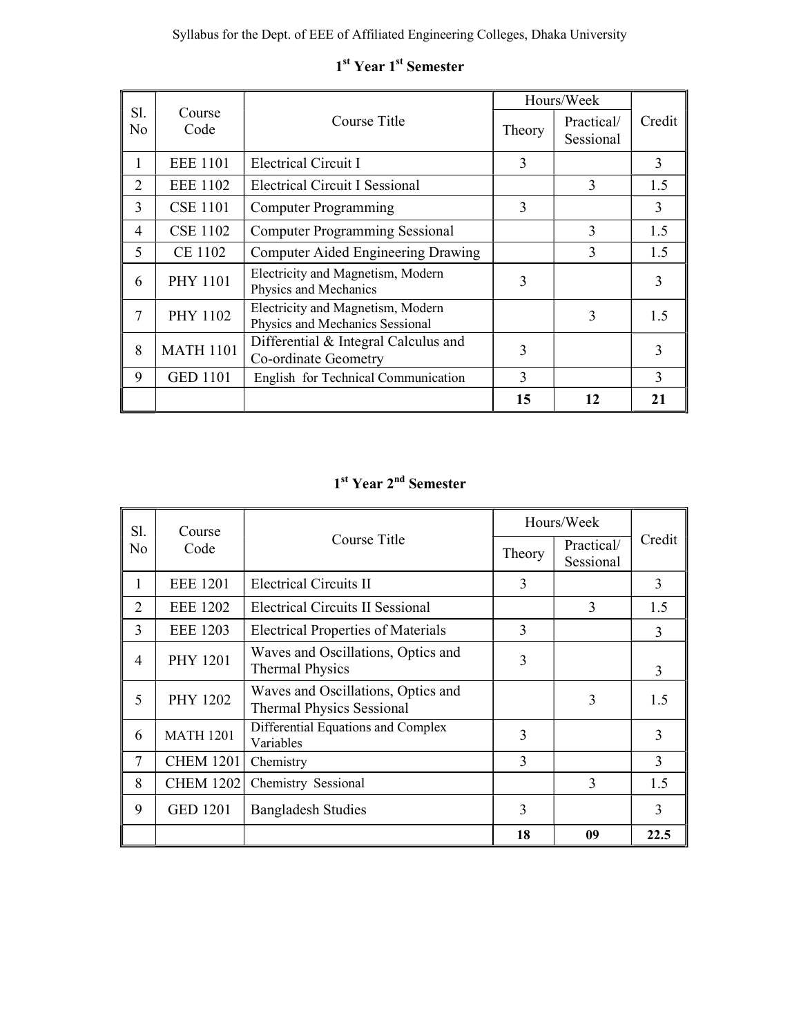## 1st Year 1st Semester

| Sl. No | Course Code | Course Title | Hours/Week | | Credit |
|---|---|---|---|---|---|
| | | | Theory | Practical/ Sessional | |
| 1 | EEE 1101 | Electrical Circuit I | 3 | | 3 |
| 2 | EEE 1102 | Electrical Circuit I Sessional | | 3 | 1.5 |
| 3 | CSE 1101 | Computer Programming | 3 | | 3 |
| 4 | CSE 1102 | Computer Programming Sessional | | 3 | 1.5 |
| 5 | CE 1102 | Computer Aided Engineering Drawing | | 3 | 1.5 |
| 6 | PHY 1101 | Electricity and Magnetism, Modern Physics and Mechanics | 3 | | 3 |
| 7 | PHY 1102 | Electricity and Magnetism, Modern Physics and Mechanics Sessional | | 3 | 1.5 |
| 8 | MATH 1101 | Differential & Integral Calculus and Co-ordinate Geometry | 3 | | 3 |
| 9 | GED 1101 | English for Technical Communication | 3 | | 3 |
| | | | **15** | **12** | **21** |

## 1st Year 2nd Semester

| Sl. No | Course Code | Course Title | Hours/Week | | Credit |
|---|---|---|---|---|---|
| | | | Theory | Practical/ Sessional | |
| 1 | EEE 1201 | Electrical Circuits II | 3 | | 3 |
| 2 | EEE 1202 | Electrical Circuits II Sessional | | 3 | 1.5 |
| 3 | EEE 1203 | Electrical Properties of Materials | 3 | | 3 |
| 4 | PHY 1201 | Waves and Oscillations, Optics and Thermal Physics | 3 | | 3 |
| 5 | PHY 1202 | Waves and Oscillations, Optics and Thermal Physics Sessional | | 3 | 1.5 |
| 6 | MATH 1201 | Differential Equations and Complex Variables | 3 | | 3 |
| 7 | CHEM 1201 | Chemistry | 3 | | 3 |
| 8 | CHEM 1202 | Chemistry Sessional | | 3 | 1.5 |
| 9 | GED 1201 | Bangladesh Studies | 3 | | 3 |
| | | | **18** | **09** | **22.5** |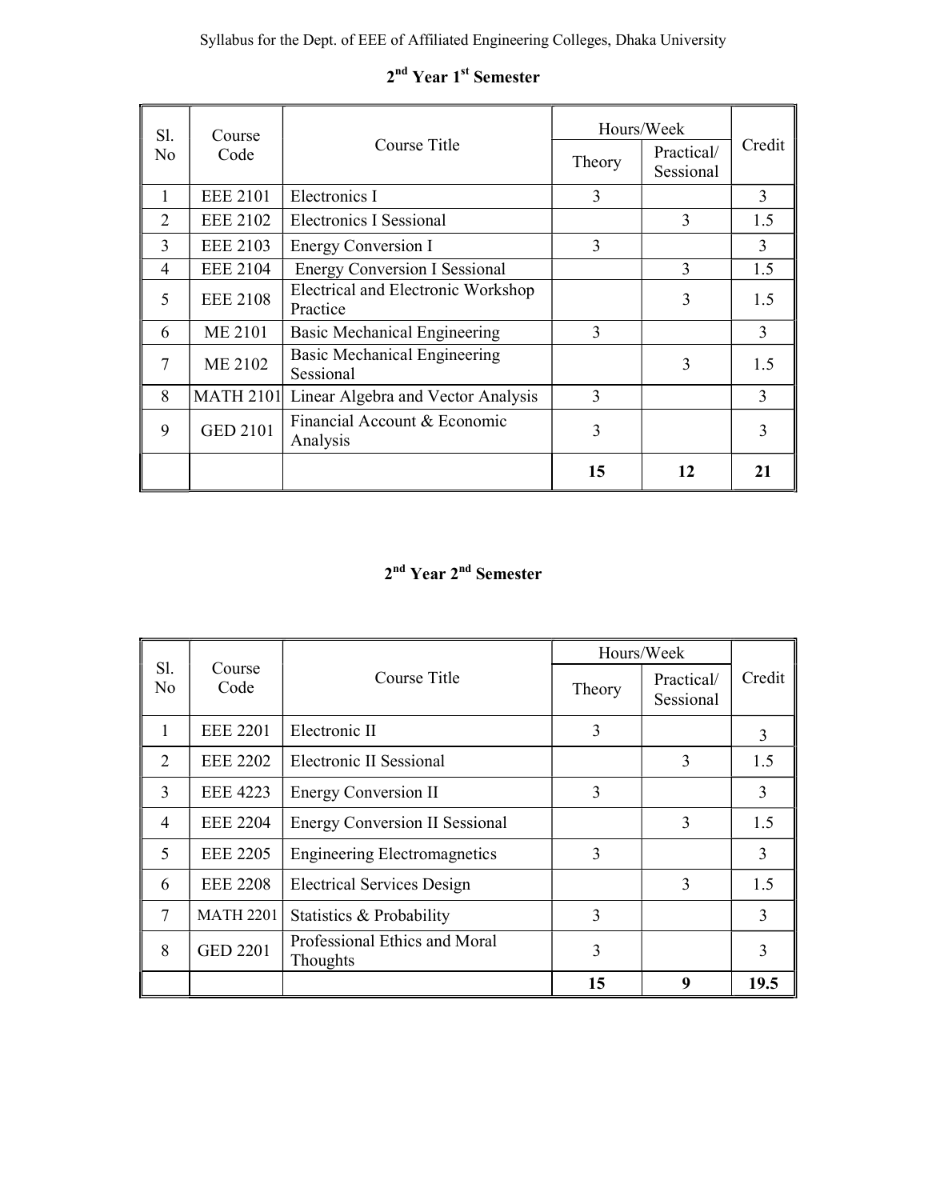## 2nd Year 1st Semester

| Sl. No | Course Code | Course Title | Hours/Week | | Credit |
|---|---|---|---|---|---|
| | | | Theory | Practical/ Sessional | |
| 1 | EEE 2101 | Electronics I | 3 | | 3 |
| 2 | EEE 2102 | Electronics I Sessional | | 3 | 1.5 |
| 3 | EEE 2103 | Energy Conversion I | 3 | | 3 |
| 4 | EEE 2104 | Energy Conversion I Sessional | | 3 | 1.5 |
| 5 | EEE 2108 | Electrical and Electronic Workshop Practice | | 3 | 1.5 |
| 6 | ME 2101 | Basic Mechanical Engineering | 3 | | 3 |
| 7 | ME 2102 | Basic Mechanical Engineering Sessional | | 3 | 1.5 |
| 8 | MATH 2101 | Linear Algebra and Vector Analysis | 3 | | 3 |
| 9 | GED 2101 | Financial Account & Economic Analysis | 3 | | 3 |
| | | | **15** | **12** | **21** |

## 2nd Year 2nd Semester

| Sl. No | Course Code | Course Title | Hours/Week | | Credit |
|---|---|---|---|---|---|
| | | | Theory | Practical/ Sessional | |
| 1 | EEE 2201 | Electronic II | 3 | | 3 |
| 2 | EEE 2202 | Electronic II Sessional | | 3 | 1.5 |
| 3 | EEE 4223 | Energy Conversion II | 3 | | 3 |
| 4 | EEE 2204 | Energy Conversion II Sessional | | 3 | 1.5 |
| 5 | EEE 2205 | Engineering Electromagnetics | 3 | | 3 |
| 6 | EEE 2208 | Electrical Services Design | | 3 | 1.5 |
| 7 | MATH 2201 | Statistics & Probability | 3 | | 3 |
| 8 | GED 2201 | Professional Ethics and Moral Thoughts | 3 | | 3 |
| | | | **15** | **9** | **19.5** |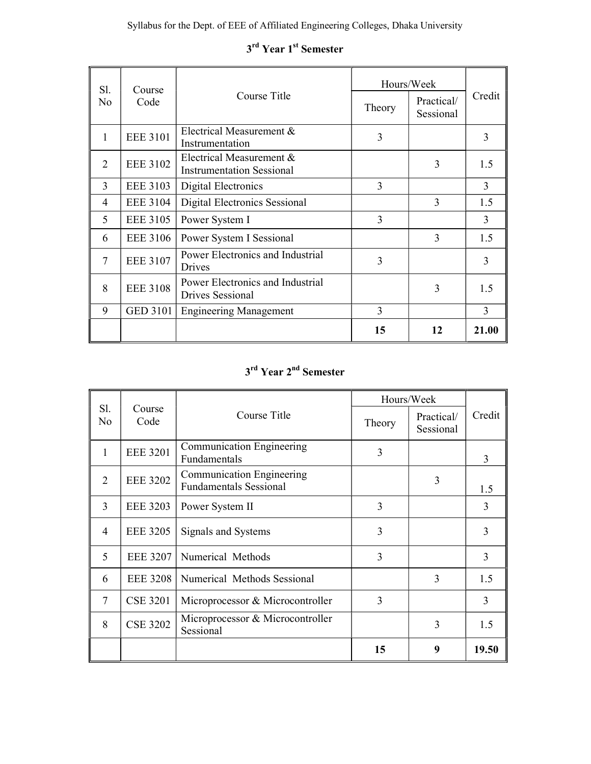## 3rd Year 1st Semester

| Sl. No | Course Code | Course Title | Hours/Week | | Credit |
|---|---|---|---|---|---|
| | | | Theory | Practical/ Sessional | |
| 1 | EEE 3101 | Electrical Measurement & Instrumentation | 3 | | 3 |
| 2 | EEE 3102 | Electrical Measurement & Instrumentation Sessional | | 3 | 1.5 |
| 3 | EEE 3103 | Digital Electronics | 3 | | 3 |
| 4 | EEE 3104 | Digital Electronics Sessional | | 3 | 1.5 |
| 5 | EEE 3105 | Power System I | 3 | | 3 |
| 6 | EEE 3106 | Power System I Sessional | | 3 | 1.5 |
| 7 | EEE 3107 | Power Electronics and Industrial Drives | 3 | | 3 |
| 8 | EEE 3108 | Power Electronics and Industrial Drives Sessional | | 3 | 1.5 |
| 9 | GED 3101 | Engineering Management | 3 | | 3 |
| | | | **15** | **12** | **21.00** |

## 3rd Year 2nd Semester

| Sl. No | Course Code | Course Title | Hours/Week | | Credit |
|---|---|---|---|---|---|
| | | | Theory | Practical/ Sessional | |
| 1 | EEE 3201 | Communication Engineering Fundamentals | 3 | | 3 |
| 2 | EEE 3202 | Communication Engineering Fundamentals Sessional | | 3 | 1.5 |
| 3 | EEE 3203 | Power System II | 3 | | 3 |
| 4 | EEE 3205 | Signals and Systems | 3 | | 3 |
| 5 | EEE 3207 | Numerical Methods | 3 | | 3 |
| 6 | EEE 3208 | Numerical Methods Sessional | | 3 | 1.5 |
| 7 | CSE 3201 | Microprocessor & Microcontroller | 3 | | 3 |
| 8 | CSE 3202 | Microprocessor & Microcontroller Sessional | | 3 | 1.5 |
| | | | **15** | **9** | **19.50** |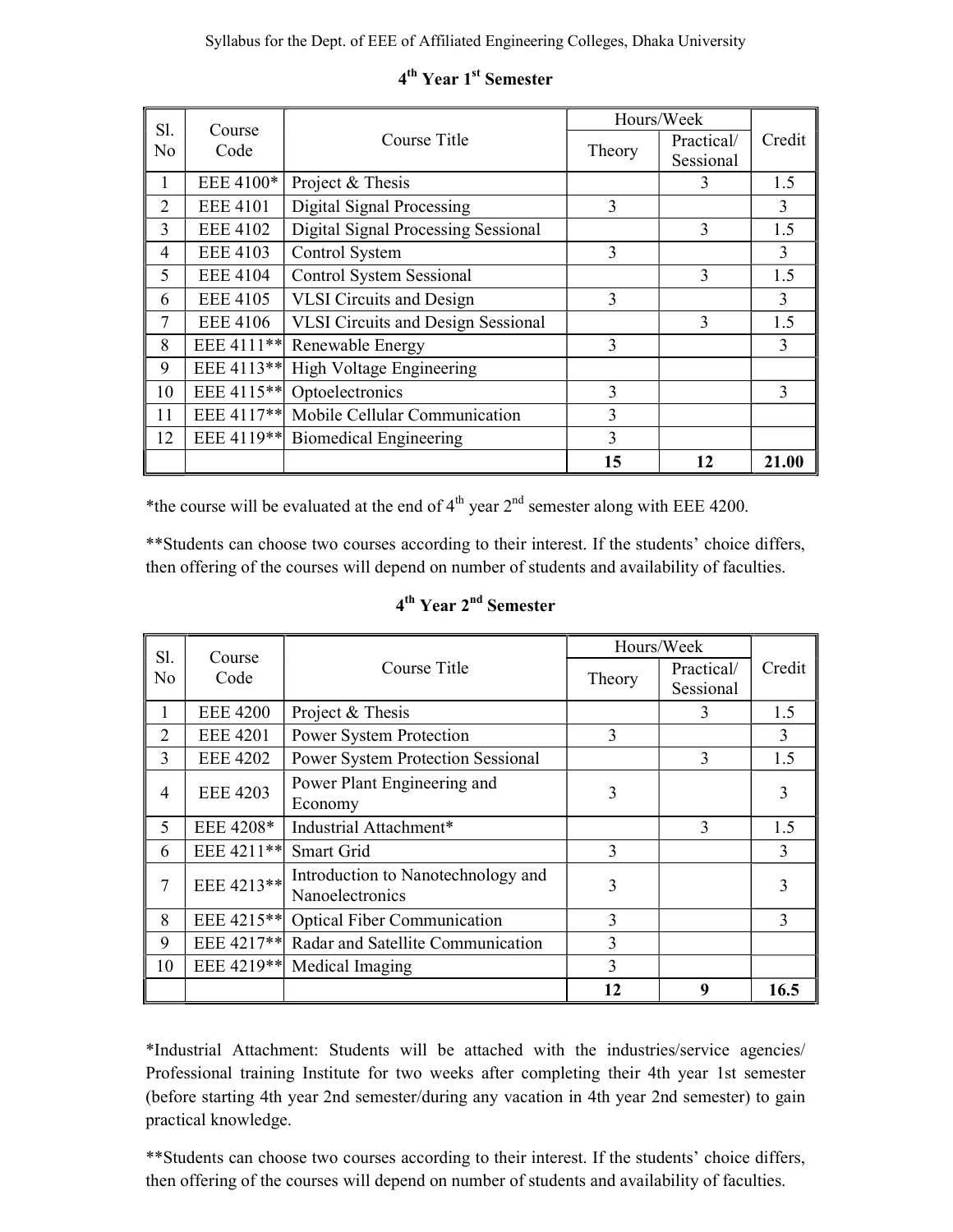## 4th Year 1st Semester

| Sl. No | Course Code | Course Title | Hours/Week | | Credit |
|---|---|---|---|---|---|
| | | | Theory | Practical/ Sessional | |
| 1 | EEE 4100* | Project & Thesis | | 3 | 1.5 |
| 2 | EEE 4101 | Digital Signal Processing | 3 | | 3 |
| 3 | EEE 4102 | Digital Signal Processing Sessional | | 3 | 1.5 |
| 4 | EEE 4103 | Control System | 3 | | 3 |
| 5 | EEE 4104 | Control System Sessional | | 3 | 1.5 |
| 6 | EEE 4105 | VLSI Circuits and Design | 3 | | 3 |
| 7 | EEE 4106 | VLSI Circuits and Design Sessional | | 3 | 1.5 |
| 8 | EEE 4111** | Renewable Energy | 3 | | 3 |
| 9 | EEE 4113** | High Voltage Engineering | | | |
| 10 | EEE 4115** | Optoelectronics | 3 | | 3 |
| 11 | EEE 4117** | Mobile Cellular Communication | 3 | | |
| 12 | EEE 4119** | Biomedical Engineering | 3 | | |
| | | | **15** | **12** | **21.00** |

*the course will be evaluated at the end of 4th year 2nd semester along with EEE 4200.

**Students can choose two courses according to their interest. If the students' choice differs, then offering of the courses will depend on number of students and availability of faculties.

## 4th Year 2nd Semester

| Sl. No | Course Code | Course Title | Hours/Week | | Credit |
|---|---|---|---|---|---|
| | | | Theory | Practical/ Sessional | |
| 1 | EEE 4200 | Project & Thesis | | 3 | 1.5 |
| 2 | EEE 4201 | Power System Protection | 3 | | 3 |
| 3 | EEE 4202 | Power System Protection Sessional | | 3 | 1.5 |
| 4 | EEE 4203 | Power Plant Engineering and Economy | 3 | | 3 |
| 5 | EEE 4208* | Industrial Attachment* | | 3 | 1.5 |
| 6 | EEE 4211** | Smart Grid | 3 | | 3 |
| 7 | EEE 4213** | Introduction to Nanotechnology and Nanoelectronics | 3 | | 3 |
| 8 | EEE 4215** | Optical Fiber Communication | 3 | | 3 |
| 9 | EEE 4217** | Radar and Satellite Communication | 3 | | |
| 10 | EEE 4219** | Medical Imaging | 3 | | |
| | | | **12** | **9** | **16.5** |

*Industrial Attachment: Students will be attached with the industries/service agencies/ Professional training Institute for two weeks after completing their 4th year 1st semester (before starting 4th year 2nd semester/during any vacation in 4th year 2nd semester) to gain practical knowledge.

**Students can choose two courses according to their interest. If the students' choice differs, then offering of the courses will depend on number of students and availability of faculties.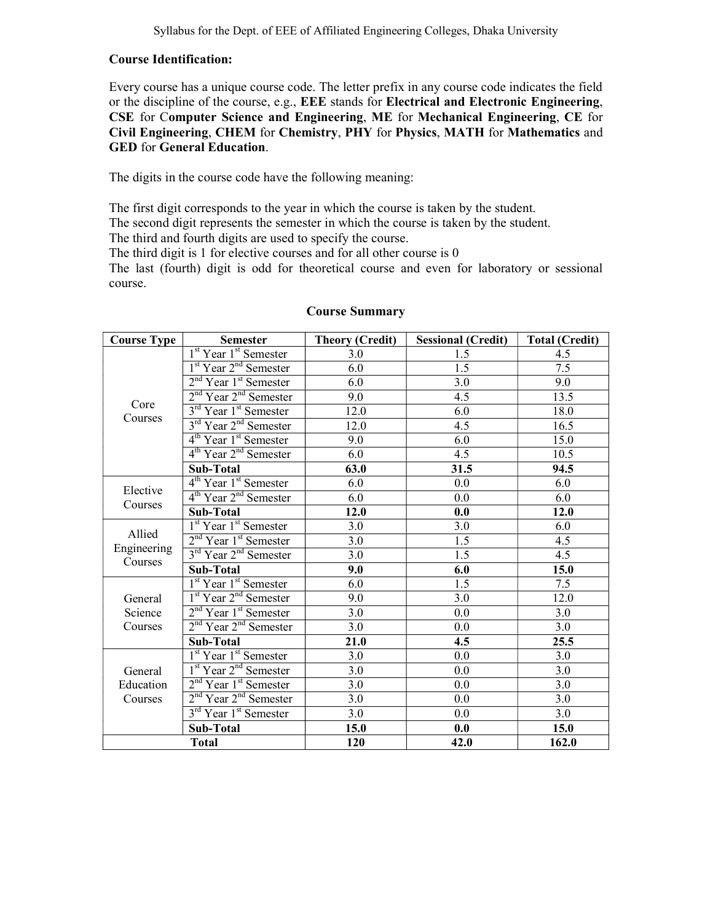**Course Identification:**

Every course has a unique course code. The letter prefix in any course code indicates the field or the discipline of the course, e.g., **EEE** stands for **Electrical and Electronic Engineering**, **CSE** for C**omputer Science and Engineering**, **ME** for **Mechanical Engineering**, **CE** for **Civil Engineering**, **CHEM** for **Chemistry**, **PHY** for **Physics**, **MATH** for **Mathematics** and **GED** for **General Education**.

The digits in the course code have the following meaning:

The first digit corresponds to the year in which the course is taken by the student.
The second digit represents the semester in which the course is taken by the student.
The third and fourth digits are used to specify the course.
The third digit is 1 for elective courses and for all other course is 0
The last (fourth) digit is odd for theoretical course and even for laboratory or sessional course.

**Course Summary**

| Course Type | Semester | Theory (Credit) | Sessional (Credit) | Total (Credit) |
|---|---|---|---|---|
| Core Courses | 1st Year 1st Semester | 3.0 | 1.5 | 4.5 |
| | 1st Year 2nd Semester | 6.0 | 1.5 | 7.5 |
| | 2nd Year 1st Semester | 6.0 | 3.0 | 9.0 |
| | 2nd Year 2nd Semester | 9.0 | 4.5 | 13.5 |
| | 3rd Year 1st Semester | 12.0 | 6.0 | 18.0 |
| | 3rd Year 2nd Semester | 12.0 | 4.5 | 16.5 |
| | 4th Year 1st Semester | 9.0 | 6.0 | 15.0 |
| | 4th Year 2nd Semester | 6.0 | 4.5 | 10.5 |
| | **Sub-Total** | **63.0** | **31.5** | **94.5** |
| Elective Courses | 4th Year 1st Semester | 6.0 | 0.0 | 6.0 |
| | 4th Year 2nd Semester | 6.0 | 0.0 | 6.0 |
| | **Sub-Total** | **12.0** | **0.0** | **12.0** |
| Allied Engineering Courses | 1st Year 1st Semester | 3.0 | 3.0 | 6.0 |
| | 2nd Year 1st Semester | 3.0 | 1.5 | 4.5 |
| | 3rd Year 2nd Semester | 3.0 | 1.5 | 4.5 |
| | **Sub-Total** | **9.0** | **6.0** | **15.0** |
| General Science Courses | 1st Year 1st Semester | 6.0 | 1.5 | 7.5 |
| | 1st Year 2nd Semester | 9.0 | 3.0 | 12.0 |
| | 2nd Year 1st Semester | 3.0 | 0.0 | 3.0 |
| | 2nd Year 2nd Semester | 3.0 | 0.0 | 3.0 |
| | **Sub-Total** | **21.0** | **4.5** | **25.5** |
| General Education Courses | 1st Year 1st Semester | 3.0 | 0.0 | 3.0 |
| | 1st Year 2nd Semester | 3.0 | 0.0 | 3.0 |
| | 2nd Year 1st Semester | 3.0 | 0.0 | 3.0 |
| | 2nd Year 2nd Semester | 3.0 | 0.0 | 3.0 |
| | 3rd Year 1st Semester | 3.0 | 0.0 | 3.0 |
| | **Sub-Total** | **15.0** | **0.0** | **15.0** |
| **Total** | | **120** | **42.0** | **162.0** |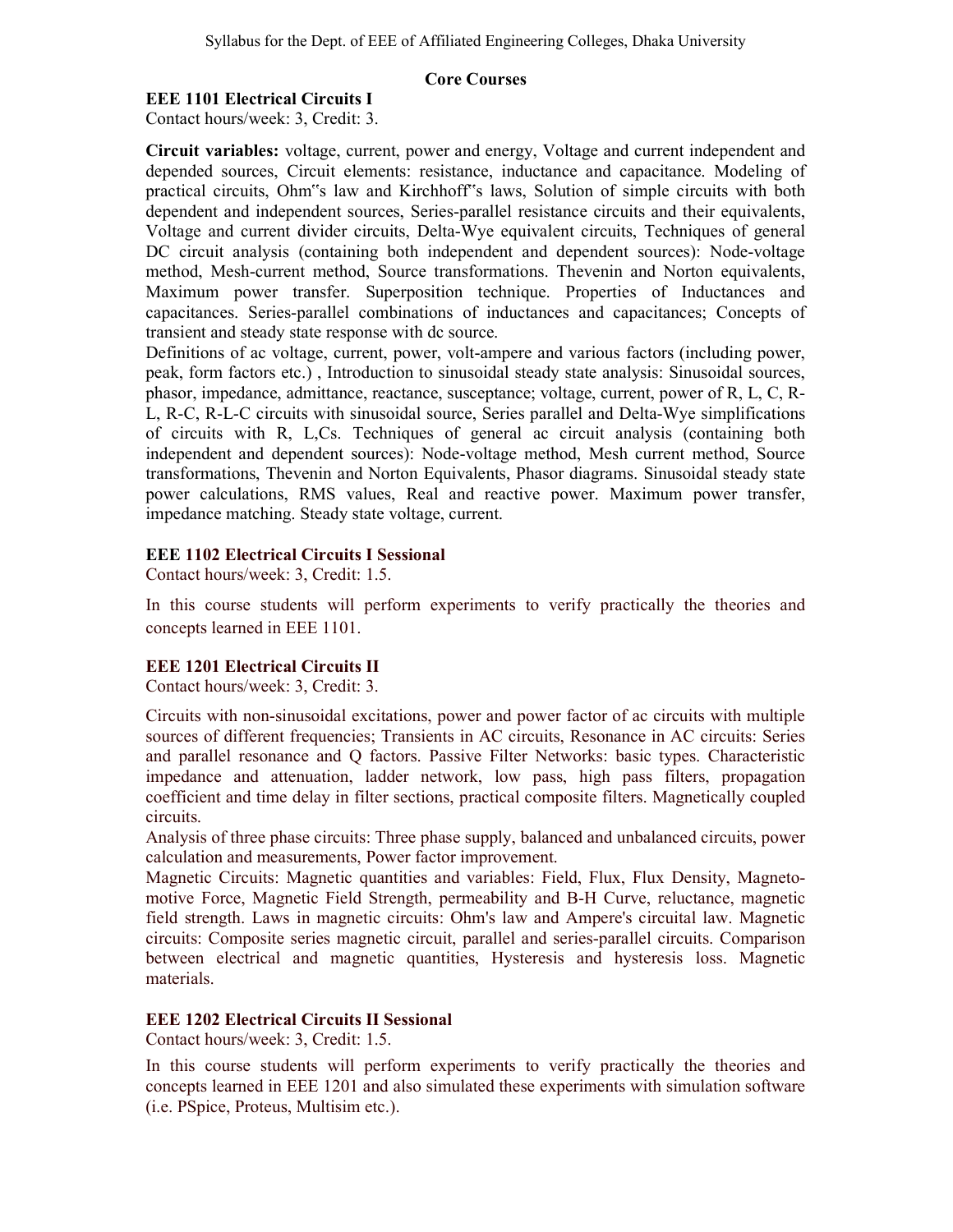## Core Courses

### EEE 1101 Electrical Circuits I

Contact hours/week: 3, Credit: 3.

**Circuit variables:** voltage, current, power and energy, Voltage and current independent and depended sources, Circuit elements: resistance, inductance and capacitance. Modeling of practical circuits, Ohm"s law and Kirchhoff"s laws, Solution of simple circuits with both dependent and independent sources, Series-parallel resistance circuits and their equivalents, Voltage and current divider circuits, Delta-Wye equivalent circuits, Techniques of general DC circuit analysis (containing both independent and dependent sources): Node-voltage method, Mesh-current method, Source transformations. Thevenin and Norton equivalents, Maximum power transfer. Superposition technique. Properties of Inductances and capacitances. Series-parallel combinations of inductances and capacitances; Concepts of transient and steady state response with dc source.

Definitions of ac voltage, current, power, volt-ampere and various factors (including power, peak, form factors etc.) , Introduction to sinusoidal steady state analysis: Sinusoidal sources, phasor, impedance, admittance, reactance, susceptance; voltage, current, power of R, L, C, R-L, R-C, R-L-C circuits with sinusoidal source, Series parallel and Delta-Wye simplifications of circuits with R, L,Cs. Techniques of general ac circuit analysis (containing both independent and dependent sources): Node-voltage method, Mesh current method, Source transformations, Thevenin and Norton Equivalents, Phasor diagrams. Sinusoidal steady state power calculations, RMS values, Real and reactive power. Maximum power transfer, impedance matching. Steady state voltage, current.

### EEE 1102 Electrical Circuits I Sessional

Contact hours/week: 3, Credit: 1.5.

In this course students will perform experiments to verify practically the theories and concepts learned in EEE 1101.

### EEE 1201 Electrical Circuits II

Contact hours/week: 3, Credit: 3.

Circuits with non-sinusoidal excitations, power and power factor of ac circuits with multiple sources of different frequencies; Transients in AC circuits, Resonance in AC circuits: Series and parallel resonance and Q factors. Passive Filter Networks: basic types. Characteristic impedance and attenuation, ladder network, low pass, high pass filters, propagation coefficient and time delay in filter sections, practical composite filters. Magnetically coupled circuits.

Analysis of three phase circuits: Three phase supply, balanced and unbalanced circuits, power calculation and measurements, Power factor improvement.

Magnetic Circuits: Magnetic quantities and variables: Field, Flux, Flux Density, Magneto-motive Force, Magnetic Field Strength, permeability and B-H Curve, reluctance, magnetic field strength. Laws in magnetic circuits: Ohm's law and Ampere's circuital law. Magnetic circuits: Composite series magnetic circuit, parallel and series-parallel circuits. Comparison between electrical and magnetic quantities, Hysteresis and hysteresis loss. Magnetic materials.

### EEE 1202 Electrical Circuits II Sessional

Contact hours/week: 3, Credit: 1.5.

In this course students will perform experiments to verify practically the theories and concepts learned in EEE 1201 and also simulated these experiments with simulation software (i.e. PSpice, Proteus, Multisim etc.).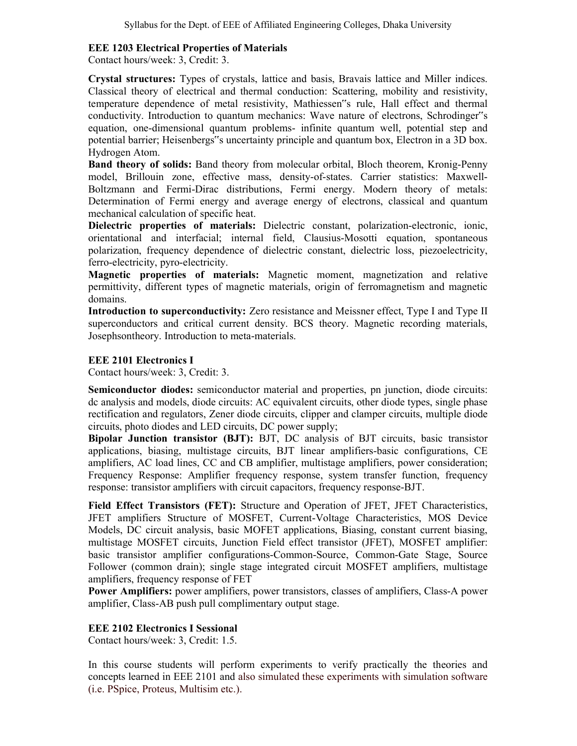### EEE 1203 Electrical Properties of Materials

Contact hours/week: 3, Credit: 3.

**Crystal structures:** Types of crystals, lattice and basis, Bravais lattice and Miller indices. Classical theory of electrical and thermal conduction: Scattering, mobility and resistivity, temperature dependence of metal resistivity, Mathiessen‟s rule, Hall effect and thermal conductivity. Introduction to quantum mechanics: Wave nature of electrons, Schrodinger‟s equation, one-dimensional quantum problems- infinite quantum well, potential step and potential barrier; Heisenbergs‟s uncertainty principle and quantum box, Electron in a 3D box. Hydrogen Atom.

**Band theory of solids:** Band theory from molecular orbital, Bloch theorem, Kronig-Penny model, Brillouin zone, effective mass, density-of-states. Carrier statistics: Maxwell-Boltzmann and Fermi-Dirac distributions, Fermi energy. Modern theory of metals: Determination of Fermi energy and average energy of electrons, classical and quantum mechanical calculation of specific heat.

**Dielectric properties of materials:** Dielectric constant, polarization-electronic, ionic, orientational and interfacial; internal field, Clausius-Mosotti equation, spontaneous polarization, frequency dependence of dielectric constant, dielectric loss, piezoelectricity, ferro-electricity, pyro-electricity.

**Magnetic properties of materials:** Magnetic moment, magnetization and relative permittivity, different types of magnetic materials, origin of ferromagnetism and magnetic domains.

**Introduction to superconductivity:** Zero resistance and Meissner effect, Type I and Type II superconductors and critical current density. BCS theory. Magnetic recording materials, Josephsontheory. Introduction to meta-materials.

### EEE 2101 Electronics I

Contact hours/week: 3, Credit: 3.

**Semiconductor diodes:** semiconductor material and properties, pn junction, diode circuits: dc analysis and models, diode circuits: AC equivalent circuits, other diode types, single phase rectification and regulators, Zener diode circuits, clipper and clamper circuits, multiple diode circuits, photo diodes and LED circuits, DC power supply;

**Bipolar Junction transistor (BJT):** BJT, DC analysis of BJT circuits, basic transistor applications, biasing, multistage circuits, BJT linear amplifiers-basic configurations, CE amplifiers, AC load lines, CC and CB amplifier, multistage amplifiers, power consideration; Frequency Response: Amplifier frequency response, system transfer function, frequency response: transistor amplifiers with circuit capacitors, frequency response-BJT.

**Field Effect Transistors (FET):** Structure and Operation of JFET, JFET Characteristics, JFET amplifiers Structure of MOSFET, Current-Voltage Characteristics, MOS Device Models, DC circuit analysis, basic MOFET applications, Biasing, constant current biasing, multistage MOSFET circuits, Junction Field effect transistor (JFET), MOSFET amplifier: basic transistor amplifier configurations-Common-Source, Common-Gate Stage, Source Follower (common drain); single stage integrated circuit MOSFET amplifiers, multistage amplifiers, frequency response of FET

**Power Amplifiers:** power amplifiers, power transistors, classes of amplifiers, Class-A power amplifier, Class-AB push pull complimentary output stage.

### EEE 2102 Electronics I Sessional

Contact hours/week: 3, Credit: 1.5.

In this course students will perform experiments to verify practically the theories and concepts learned in EEE 2101 and also simulated these experiments with simulation software (i.e. PSpice, Proteus, Multisim etc.).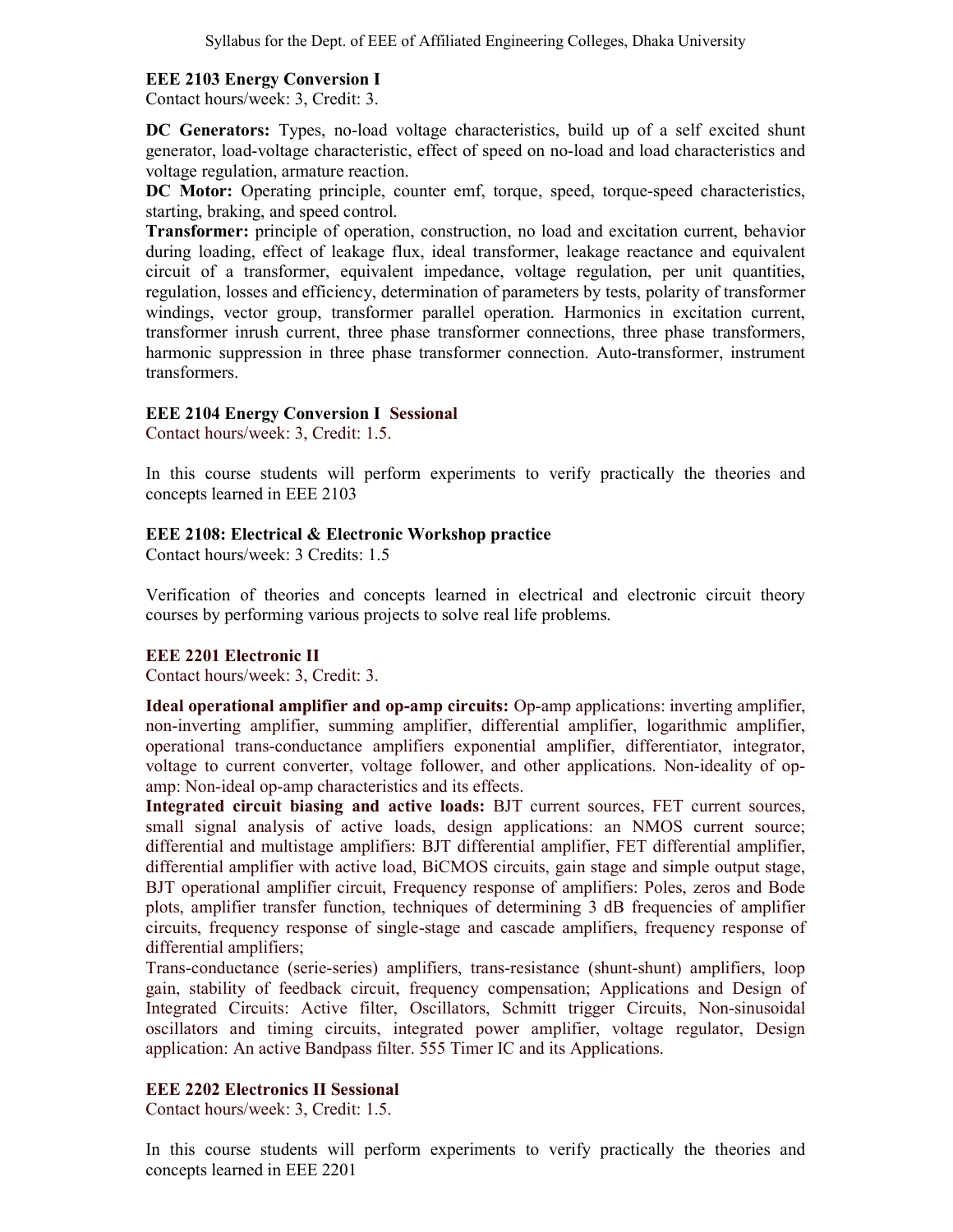### EEE 2103 Energy Conversion I

Contact hours/week: 3, Credit: 3.

**DC Generators:** Types, no-load voltage characteristics, build up of a self excited shunt generator, load-voltage characteristic, effect of speed on no-load and load characteristics and voltage regulation, armature reaction.

**DC Motor:** Operating principle, counter emf, torque, speed, torque-speed characteristics, starting, braking, and speed control.

**Transformer:** principle of operation, construction, no load and excitation current, behavior during loading, effect of leakage flux, ideal transformer, leakage reactance and equivalent circuit of a transformer, equivalent impedance, voltage regulation, per unit quantities, regulation, losses and efficiency, determination of parameters by tests, polarity of transformer windings, vector group, transformer parallel operation. Harmonics in excitation current, transformer inrush current, three phase transformer connections, three phase transformers, harmonic suppression in three phase transformer connection. Auto-transformer, instrument transformers.

### EEE 2104 Energy Conversion I Sessional

Contact hours/week: 3, Credit: 1.5.

In this course students will perform experiments to verify practically the theories and concepts learned in EEE 2103

### EEE 2108: Electrical & Electronic Workshop practice

Contact hours/week: 3 Credits: 1.5

Verification of theories and concepts learned in electrical and electronic circuit theory courses by performing various projects to solve real life problems.

### EEE 2201 Electronic II

Contact hours/week: 3, Credit: 3.

**Ideal operational amplifier and op-amp circuits:** Op-amp applications: inverting amplifier, non-inverting amplifier, summing amplifier, differential amplifier, logarithmic amplifier, operational trans-conductance amplifiers exponential amplifier, differentiator, integrator, voltage to current converter, voltage follower, and other applications. Non-ideality of op-amp: Non-ideal op-amp characteristics and its effects.

**Integrated circuit biasing and active loads:** BJT current sources, FET current sources, small signal analysis of active loads, design applications: an NMOS current source; differential and multistage amplifiers: BJT differential amplifier, FET differential amplifier, differential amplifier with active load, BiCMOS circuits, gain stage and simple output stage, BJT operational amplifier circuit, Frequency response of amplifiers: Poles, zeros and Bode plots, amplifier transfer function, techniques of determining 3 dB frequencies of amplifier circuits, frequency response of single-stage and cascade amplifiers, frequency response of differential amplifiers;

Trans-conductance (serie-series) amplifiers, trans-resistance (shunt-shunt) amplifiers, loop gain, stability of feedback circuit, frequency compensation; Applications and Design of Integrated Circuits: Active filter, Oscillators, Schmitt trigger Circuits, Non-sinusoidal oscillators and timing circuits, integrated power amplifier, voltage regulator, Design application: An active Bandpass filter. 555 Timer IC and its Applications.

### EEE 2202 Electronics II Sessional

Contact hours/week: 3, Credit: 1.5.

In this course students will perform experiments to verify practically the theories and concepts learned in EEE 2201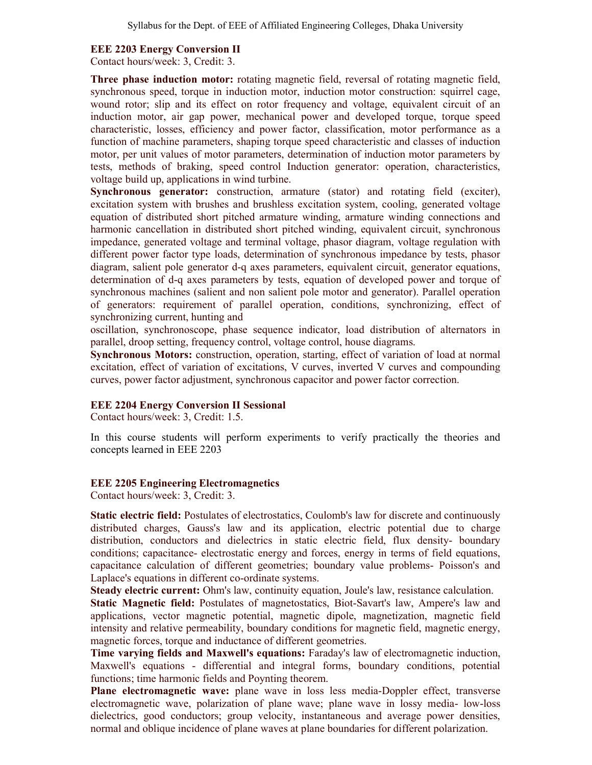### EEE 2203 Energy Conversion II

Contact hours/week: 3, Credit: 3.

**Three phase induction motor:** rotating magnetic field, reversal of rotating magnetic field, synchronous speed, torque in induction motor, induction motor construction: squirrel cage, wound rotor; slip and its effect on rotor frequency and voltage, equivalent circuit of an induction motor, air gap power, mechanical power and developed torque, torque speed characteristic, losses, efficiency and power factor, classification, motor performance as a function of machine parameters, shaping torque speed characteristic and classes of induction motor, per unit values of motor parameters, determination of induction motor parameters by tests, methods of braking, speed control Induction generator: operation, characteristics, voltage build up, applications in wind turbine.

**Synchronous generator:** construction, armature (stator) and rotating field (exciter), excitation system with brushes and brushless excitation system, cooling, generated voltage equation of distributed short pitched armature winding, armature winding connections and harmonic cancellation in distributed short pitched winding, equivalent circuit, synchronous impedance, generated voltage and terminal voltage, phasor diagram, voltage regulation with different power factor type loads, determination of synchronous impedance by tests, phasor diagram, salient pole generator d-q axes parameters, equivalent circuit, generator equations, determination of d-q axes parameters by tests, equation of developed power and torque of synchronous machines (salient and non salient pole motor and generator). Parallel operation of generators: requirement of parallel operation, conditions, synchronizing, effect of synchronizing current, hunting and oscillation, synchronoscope, phase sequence indicator, load distribution of alternators in parallel, droop setting, frequency control, voltage control, house diagrams.

**Synchronous Motors:** construction, operation, starting, effect of variation of load at normal excitation, effect of variation of excitations, V curves, inverted V curves and compounding curves, power factor adjustment, synchronous capacitor and power factor correction.

### EEE 2204 Energy Conversion II Sessional

Contact hours/week: 3, Credit: 1.5.

In this course students will perform experiments to verify practically the theories and concepts learned in EEE 2203

### EEE 2205 Engineering Electromagnetics

Contact hours/week: 3, Credit: 3.

**Static electric field:** Postulates of electrostatics, Coulomb's law for discrete and continuously distributed charges, Gauss's law and its application, electric potential due to charge distribution, conductors and dielectrics in static electric field, flux density- boundary conditions; capacitance- electrostatic energy and forces, energy in terms of field equations, capacitance calculation of different geometries; boundary value problems- Poisson's and Laplace's equations in different co-ordinate systems.

**Steady electric current:** Ohm's law, continuity equation, Joule's law, resistance calculation.

**Static Magnetic field:** Postulates of magnetostatics, Biot-Savart's law, Ampere's law and applications, vector magnetic potential, magnetic dipole, magnetization, magnetic field intensity and relative permeability, boundary conditions for magnetic field, magnetic energy, magnetic forces, torque and inductance of different geometries.

**Time varying fields and Maxwell's equations:** Faraday's law of electromagnetic induction, Maxwell's equations - differential and integral forms, boundary conditions, potential functions; time harmonic fields and Poynting theorem.

**Plane electromagnetic wave:** plane wave in loss less media-Doppler effect, transverse electromagnetic wave, polarization of plane wave; plane wave in lossy media- low-loss dielectrics, good conductors; group velocity, instantaneous and average power densities, normal and oblique incidence of plane waves at plane boundaries for different polarization.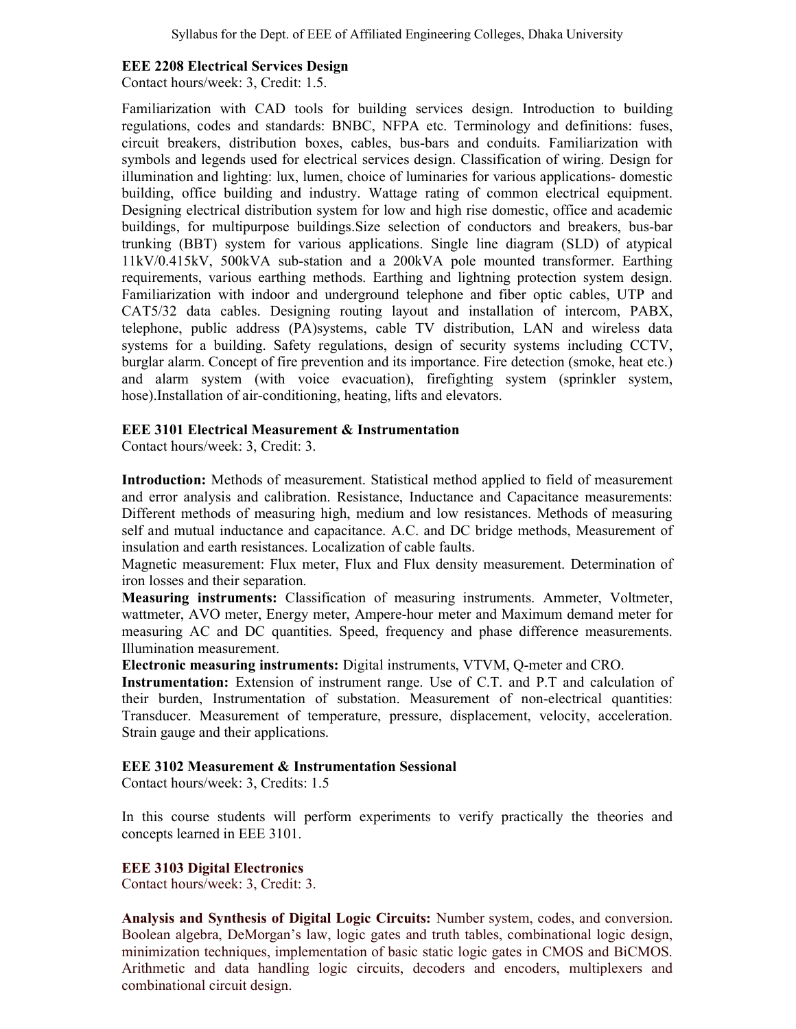### EEE 2208 Electrical Services Design

Contact hours/week: 3, Credit: 1.5.

Familiarization with CAD tools for building services design. Introduction to building regulations, codes and standards: BNBC, NFPA etc. Terminology and definitions: fuses, circuit breakers, distribution boxes, cables, bus-bars and conduits. Familiarization with symbols and legends used for electrical services design. Classification of wiring. Design for illumination and lighting: lux, lumen, choice of luminaries for various applications- domestic building, office building and industry. Wattage rating of common electrical equipment. Designing electrical distribution system for low and high rise domestic, office and academic buildings, for multipurpose buildings.Size selection of conductors and breakers, bus-bar trunking (BBT) system for various applications. Single line diagram (SLD) of atypical 11kV/0.415kV, 500kVA sub-station and a 200kVA pole mounted transformer. Earthing requirements, various earthing methods. Earthing and lightning protection system design. Familiarization with indoor and underground telephone and fiber optic cables, UTP and CAT5/32 data cables. Designing routing layout and installation of intercom, PABX, telephone, public address (PA)systems, cable TV distribution, LAN and wireless data systems for a building. Safety regulations, design of security systems including CCTV, burglar alarm. Concept of fire prevention and its importance. Fire detection (smoke, heat etc.) and alarm system (with voice evacuation), firefighting system (sprinkler system, hose).Installation of air-conditioning, heating, lifts and elevators.

### EEE 3101 Electrical Measurement & Instrumentation

Contact hours/week: 3, Credit: 3.

**Introduction:** Methods of measurement. Statistical method applied to field of measurement and error analysis and calibration. Resistance, Inductance and Capacitance measurements: Different methods of measuring high, medium and low resistances. Methods of measuring self and mutual inductance and capacitance. A.C. and DC bridge methods, Measurement of insulation and earth resistances. Localization of cable faults.

Magnetic measurement: Flux meter, Flux and Flux density measurement. Determination of iron losses and their separation.

**Measuring instruments:** Classification of measuring instruments. Ammeter, Voltmeter, wattmeter, AVO meter, Energy meter, Ampere-hour meter and Maximum demand meter for measuring AC and DC quantities. Speed, frequency and phase difference measurements. Illumination measurement.

**Electronic measuring instruments:** Digital instruments, VTVM, Q-meter and CRO.

**Instrumentation:** Extension of instrument range. Use of C.T. and P.T and calculation of their burden, Instrumentation of substation. Measurement of non-electrical quantities: Transducer. Measurement of temperature, pressure, displacement, velocity, acceleration. Strain gauge and their applications.

### EEE 3102 Measurement & Instrumentation Sessional

Contact hours/week: 3, Credits: 1.5

In this course students will perform experiments to verify practically the theories and concepts learned in EEE 3101.

### EEE 3103 Digital Electronics

Contact hours/week: 3, Credit: 3.

**Analysis and Synthesis of Digital Logic Circuits:** Number system, codes, and conversion. Boolean algebra, DeMorgan's law, logic gates and truth tables, combinational logic design, minimization techniques, implementation of basic static logic gates in CMOS and BiCMOS. Arithmetic and data handling logic circuits, decoders and encoders, multiplexers and combinational circuit design.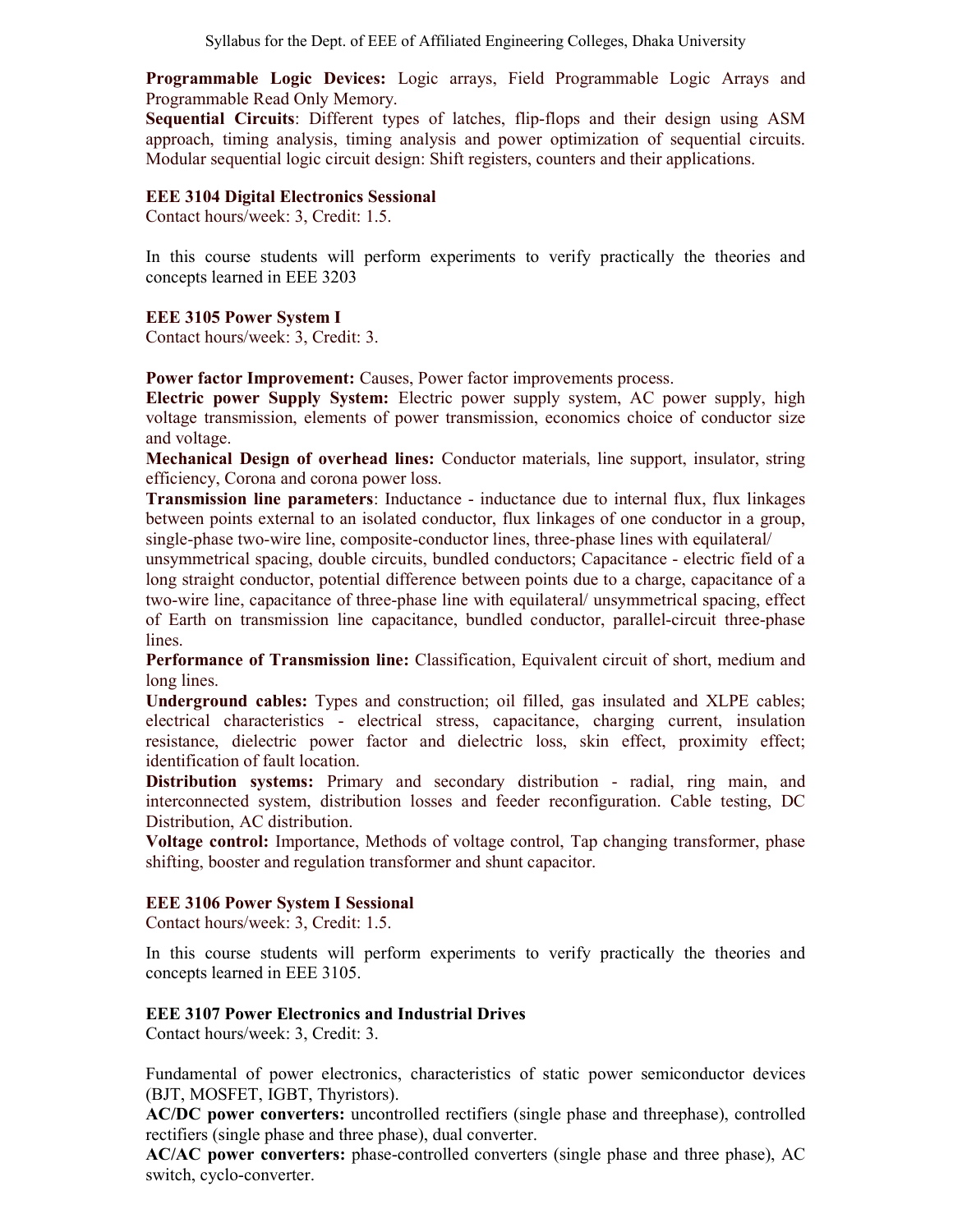**Programmable Logic Devices:** Logic arrays, Field Programmable Logic Arrays and Programmable Read Only Memory.

**Sequential Circuits**: Different types of latches, flip-flops and their design using ASM approach, timing analysis, timing analysis and power optimization of sequential circuits. Modular sequential logic circuit design: Shift registers, counters and their applications.

### EEE 3104 Digital Electronics Sessional

Contact hours/week: 3, Credit: 1.5.

In this course students will perform experiments to verify practically the theories and concepts learned in EEE 3203

### EEE 3105 Power System I

Contact hours/week: 3, Credit: 3.

**Power factor Improvement:** Causes, Power factor improvements process.

**Electric power Supply System:** Electric power supply system, AC power supply, high voltage transmission, elements of power transmission, economics choice of conductor size and voltage.

**Mechanical Design of overhead lines:** Conductor materials, line support, insulator, string efficiency, Corona and corona power loss.

**Transmission line parameters**: Inductance - inductance due to internal flux, flux linkages between points external to an isolated conductor, flux linkages of one conductor in a group, single-phase two-wire line, composite-conductor lines, three-phase lines with equilateral/ unsymmetrical spacing, double circuits, bundled conductors; Capacitance - electric field of a long straight conductor, potential difference between points due to a charge, capacitance of a two-wire line, capacitance of three-phase line with equilateral/ unsymmetrical spacing, effect of Earth on transmission line capacitance, bundled conductor, parallel-circuit three-phase lines.

**Performance of Transmission line:** Classification, Equivalent circuit of short, medium and long lines.

**Underground cables:** Types and construction; oil filled, gas insulated and XLPE cables; electrical characteristics - electrical stress, capacitance, charging current, insulation resistance, dielectric power factor and dielectric loss, skin effect, proximity effect; identification of fault location.

**Distribution systems:** Primary and secondary distribution - radial, ring main, and interconnected system, distribution losses and feeder reconfiguration. Cable testing, DC Distribution, AC distribution.

**Voltage control:** Importance, Methods of voltage control, Tap changing transformer, phase shifting, booster and regulation transformer and shunt capacitor.

### EEE 3106 Power System I Sessional

Contact hours/week: 3, Credit: 1.5.

In this course students will perform experiments to verify practically the theories and concepts learned in EEE 3105.

### EEE 3107 Power Electronics and Industrial Drives

Contact hours/week: 3, Credit: 3.

Fundamental of power electronics, characteristics of static power semiconductor devices (BJT, MOSFET, IGBT, Thyristors).

**AC/DC power converters:** uncontrolled rectifiers (single phase and threephase), controlled rectifiers (single phase and three phase), dual converter.

**AC/AC power converters:** phase-controlled converters (single phase and three phase), AC switch, cyclo-converter.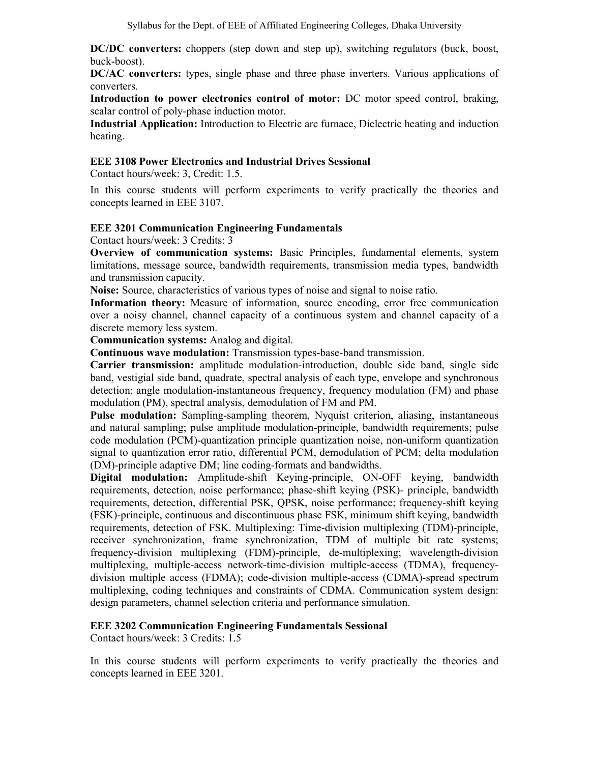**DC/DC converters:** choppers (step down and step up), switching regulators (buck, boost, buck-boost).

**DC/AC converters:** types, single phase and three phase inverters. Various applications of converters.

**Introduction to power electronics control of motor:** DC motor speed control, braking, scalar control of poly-phase induction motor.

**Industrial Application:** Introduction to Electric arc furnace, Dielectric heating and induction heating.

### EEE 3108 Power Electronics and Industrial Drives Sessional

Contact hours/week: 3, Credit: 1.5.

In this course students will perform experiments to verify practically the theories and concepts learned in EEE 3107.

### EEE 3201 Communication Engineering Fundamentals

Contact hours/week: 3 Credits: 3

**Overview of communication systems:** Basic Principles, fundamental elements, system limitations, message source, bandwidth requirements, transmission media types, bandwidth and transmission capacity.

**Noise:** Source, characteristics of various types of noise and signal to noise ratio.

**Information theory:** Measure of information, source encoding, error free communication over a noisy channel, channel capacity of a continuous system and channel capacity of a discrete memory less system.

**Communication systems:** Analog and digital.

**Continuous wave modulation:** Transmission types-base-band transmission.

**Carrier transmission:** amplitude modulation-introduction, double side band, single side band, vestigial side band, quadrate, spectral analysis of each type, envelope and synchronous detection; angle modulation-instantaneous frequency, frequency modulation (FM) and phase modulation (PM), spectral analysis, demodulation of FM and PM.

**Pulse modulation:** Sampling-sampling theorem, Nyquist criterion, aliasing, instantaneous and natural sampling; pulse amplitude modulation-principle, bandwidth requirements; pulse code modulation (PCM)-quantization principle quantization noise, non-uniform quantization signal to quantization error ratio, differential PCM, demodulation of PCM; delta modulation (DM)-principle adaptive DM; line coding-formats and bandwidths.

**Digital modulation:** Amplitude-shift Keying-principle, ON-OFF keying, bandwidth requirements, detection, noise performance; phase-shift keying (PSK)- principle, bandwidth requirements, detection, differential PSK, QPSK, noise performance; frequency-shift keying (FSK)-principle, continuous and discontinuous phase FSK, minimum shift keying, bandwidth requirements, detection of FSK. Multiplexing: Time-division multiplexing (TDM)-principle, receiver synchronization, frame synchronization, TDM of multiple bit rate systems; frequency-division multiplexing (FDM)-principle, de-multiplexing; wavelength-division multiplexing, multiple-access network-time-division multiple-access (TDMA), frequency-division multiple access (FDMA); code-division multiple-access (CDMA)-spread spectrum multiplexing, coding techniques and constraints of CDMA. Communication system design: design parameters, channel selection criteria and performance simulation.

### EEE 3202 Communication Engineering Fundamentals Sessional

Contact hours/week: 3 Credits: 1.5

In this course students will perform experiments to verify practically the theories and concepts learned in EEE 3201.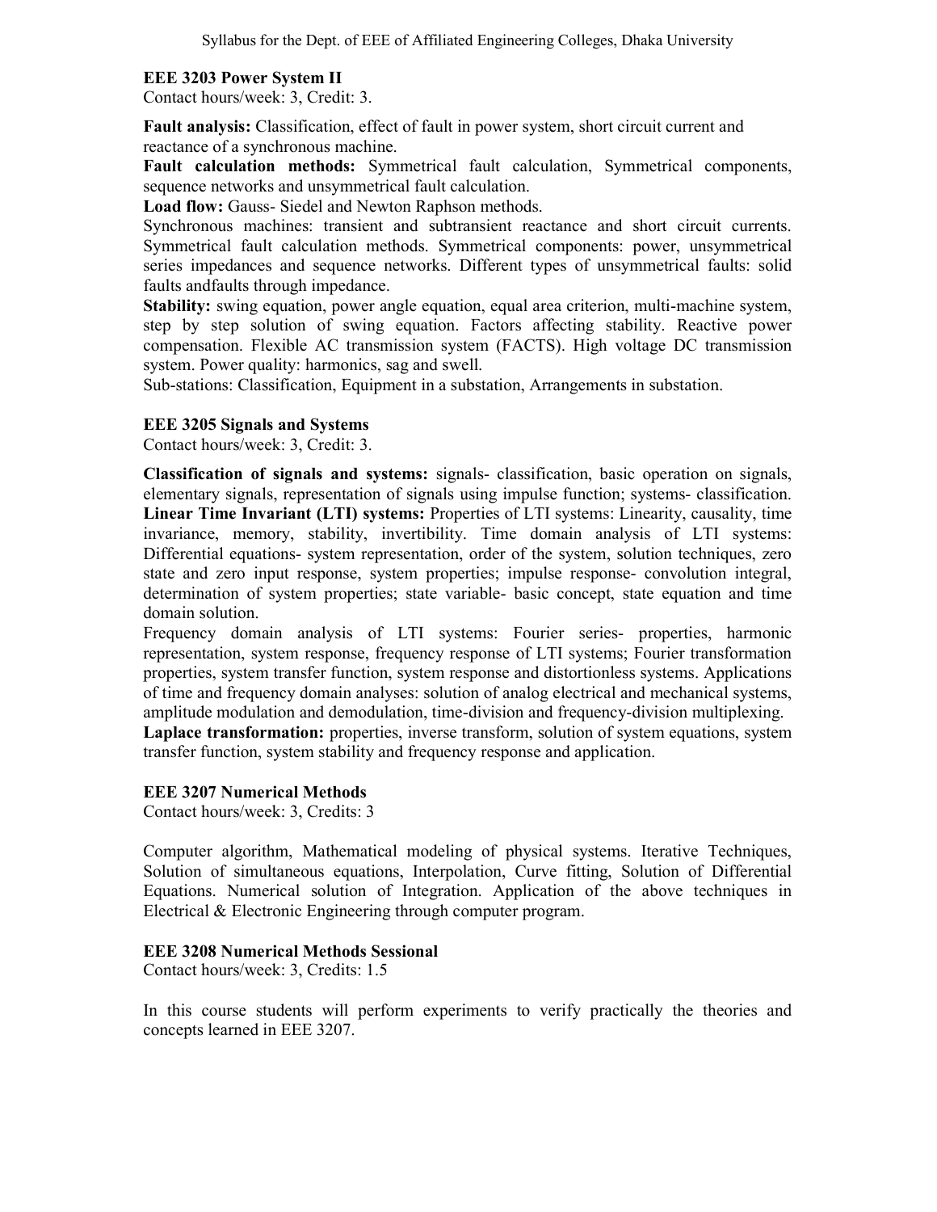### EEE 3203 Power System II

Contact hours/week: 3, Credit: 3.

**Fault analysis:** Classification, effect of fault in power system, short circuit current and reactance of a synchronous machine.

**Fault calculation methods:** Symmetrical fault calculation, Symmetrical components, sequence networks and unsymmetrical fault calculation.

**Load flow:** Gauss- Siedel and Newton Raphson methods.

Synchronous machines: transient and subtransient reactance and short circuit currents. Symmetrical fault calculation methods. Symmetrical components: power, unsymmetrical series impedances and sequence networks. Different types of unsymmetrical faults: solid faults andfaults through impedance.

**Stability:** swing equation, power angle equation, equal area criterion, multi-machine system, step by step solution of swing equation. Factors affecting stability. Reactive power compensation. Flexible AC transmission system (FACTS). High voltage DC transmission system. Power quality: harmonics, sag and swell.

Sub-stations: Classification, Equipment in a substation, Arrangements in substation.

### EEE 3205 Signals and Systems

Contact hours/week: 3, Credit: 3.

**Classification of signals and systems:** signals- classification, basic operation on signals, elementary signals, representation of signals using impulse function; systems- classification.

**Linear Time Invariant (LTI) systems:** Properties of LTI systems: Linearity, causality, time invariance, memory, stability, invertibility. Time domain analysis of LTI systems: Differential equations- system representation, order of the system, solution techniques, zero state and zero input response, system properties; impulse response- convolution integral, determination of system properties; state variable- basic concept, state equation and time domain solution.

Frequency domain analysis of LTI systems: Fourier series- properties, harmonic representation, system response, frequency response of LTI systems; Fourier transformation properties, system transfer function, system response and distortionless systems. Applications of time and frequency domain analyses: solution of analog electrical and mechanical systems, amplitude modulation and demodulation, time-division and frequency-division multiplexing.

**Laplace transformation:** properties, inverse transform, solution of system equations, system transfer function, system stability and frequency response and application.

### EEE 3207 Numerical Methods

Contact hours/week: 3, Credits: 3

Computer algorithm, Mathematical modeling of physical systems. Iterative Techniques, Solution of simultaneous equations, Interpolation, Curve fitting, Solution of Differential Equations. Numerical solution of Integration. Application of the above techniques in Electrical & Electronic Engineering through computer program.

### EEE 3208 Numerical Methods Sessional

Contact hours/week: 3, Credits: 1.5

In this course students will perform experiments to verify practically the theories and concepts learned in EEE 3207.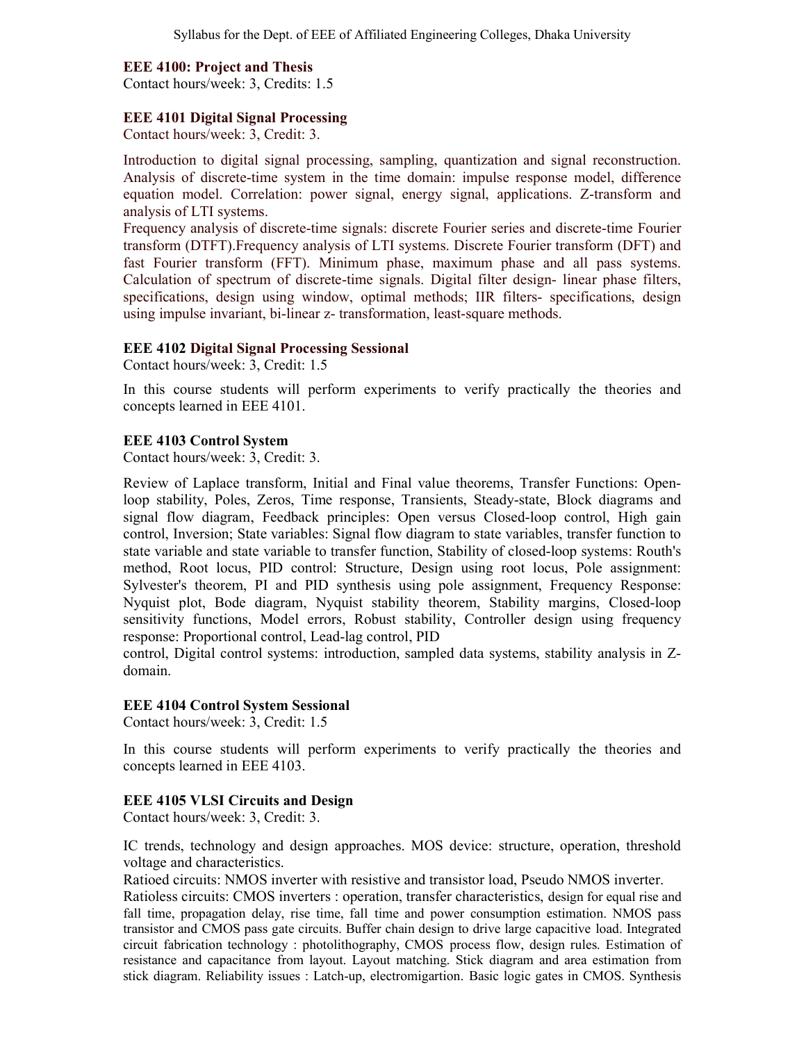**EEE 4100: Project and Thesis**
Contact hours/week: 3, Credits: 1.5

**EEE 4101 Digital Signal Processing**
Contact hours/week: 3, Credit: 3.

Introduction to digital signal processing, sampling, quantization and signal reconstruction. Analysis of discrete-time system in the time domain: impulse response model, difference equation model. Correlation: power signal, energy signal, applications. Z-transform and analysis of LTI systems.
Frequency analysis of discrete-time signals: discrete Fourier series and discrete-time Fourier transform (DTFT).Frequency analysis of LTI systems. Discrete Fourier transform (DFT) and fast Fourier transform (FFT). Minimum phase, maximum phase and all pass systems. Calculation of spectrum of discrete-time signals. Digital filter design- linear phase filters, specifications, design using window, optimal methods; IIR filters- specifications, design using impulse invariant, bi-linear z- transformation, least-square methods.

**EEE 4102 Digital Signal Processing Sessional**
Contact hours/week: 3, Credit: 1.5

In this course students will perform experiments to verify practically the theories and concepts learned in EEE 4101.

**EEE 4103 Control System**
Contact hours/week: 3, Credit: 3.

Review of Laplace transform, Initial and Final value theorems, Transfer Functions: Open-loop stability, Poles, Zeros, Time response, Transients, Steady-state, Block diagrams and signal flow diagram, Feedback principles: Open versus Closed-loop control, High gain control, Inversion; State variables: Signal flow diagram to state variables, transfer function to state variable and state variable to transfer function, Stability of closed-loop systems: Routh's method, Root locus, PID control: Structure, Design using root locus, Pole assignment: Sylvester's theorem, PI and PID synthesis using pole assignment, Frequency Response: Nyquist plot, Bode diagram, Nyquist stability theorem, Stability margins, Closed-loop sensitivity functions, Model errors, Robust stability, Controller design using frequency response: Proportional control, Lead-lag control, PID
control, Digital control systems: introduction, sampled data systems, stability analysis in Z-domain.

**EEE 4104 Control System Sessional**
Contact hours/week: 3, Credit: 1.5

In this course students will perform experiments to verify practically the theories and concepts learned in EEE 4103.

**EEE 4105 VLSI Circuits and Design**
Contact hours/week: 3, Credit: 3.

IC trends, technology and design approaches. MOS device: structure, operation, threshold voltage and characteristics.
Ratioed circuits: NMOS inverter with resistive and transistor load, Pseudo NMOS inverter.
Ratioless circuits: CMOS inverters : operation, transfer characteristics, design for equal rise and fall time, propagation delay, rise time, fall time and power consumption estimation. NMOS pass transistor and CMOS pass gate circuits. Buffer chain design to drive large capacitive load. Integrated circuit fabrication technology : photolithography, CMOS process flow, design rules. Estimation of resistance and capacitance from layout. Layout matching. Stick diagram and area estimation from stick diagram. Reliability issues : Latch-up, electromigartion. Basic logic gates in CMOS. Synthesis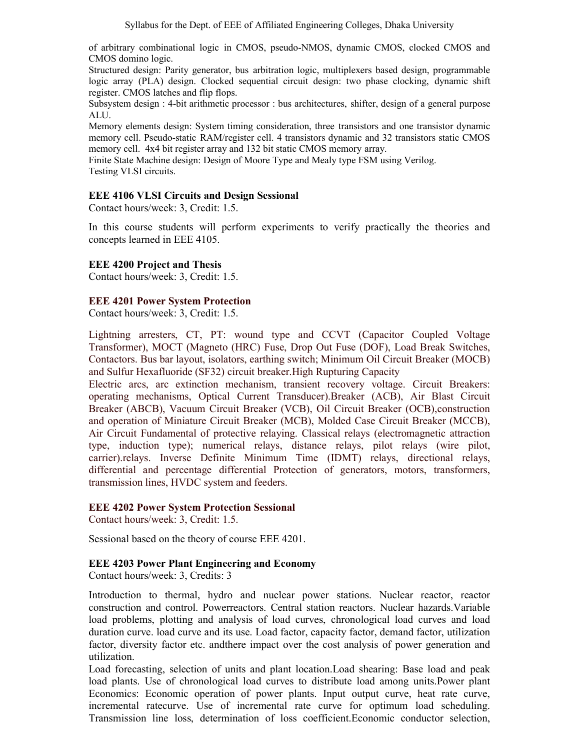of arbitrary combinational logic in CMOS, pseudo-NMOS, dynamic CMOS, clocked CMOS and CMOS domino logic.
Structured design: Parity generator, bus arbitration logic, multiplexers based design, programmable logic array (PLA) design. Clocked sequential circuit design: two phase clocking, dynamic shift register. CMOS latches and flip flops.
Subsystem design : 4-bit arithmetic processor : bus architectures, shifter, design of a general purpose ALU.
Memory elements design: System timing consideration, three transistors and one transistor dynamic memory cell. Pseudo-static RAM/register cell. 4 transistors dynamic and 32 transistors static CMOS memory cell. 4x4 bit register array and 132 bit static CMOS memory array.
Finite State Machine design: Design of Moore Type and Mealy type FSM using Verilog.
Testing VLSI circuits.

**EEE 4106 VLSI Circuits and Design Sessional**
Contact hours/week: 3, Credit: 1.5.

In this course students will perform experiments to verify practically the theories and concepts learned in EEE 4105.

**EEE 4200 Project and Thesis**
Contact hours/week: 3, Credit: 1.5.

**EEE 4201 Power System Protection**
Contact hours/week: 3, Credit: 1.5.

Lightning arresters, CT, PT: wound type and CCVT (Capacitor Coupled Voltage Transformer), MOCT (Magneto (HRC) Fuse, Drop Out Fuse (DOF), Load Break Switches, Contactors. Bus bar layout, isolators, earthing switch; Minimum Oil Circuit Breaker (MOCB) and Sulfur Hexafluoride (SF32) circuit breaker.High Rupturing Capacity
Electric arcs, arc extinction mechanism, transient recovery voltage. Circuit Breakers: operating mechanisms, Optical Current Transducer).Breaker (ACB), Air Blast Circuit Breaker (ABCB), Vacuum Circuit Breaker (VCB), Oil Circuit Breaker (OCB),construction and operation of Miniature Circuit Breaker (MCB), Molded Case Circuit Breaker (MCCB), Air Circuit Fundamental of protective relaying. Classical relays (electromagnetic attraction type, induction type); numerical relays, distance relays, pilot relays (wire pilot, carrier).relays. Inverse Definite Minimum Time (IDMT) relays, directional relays, differential and percentage differential Protection of generators, motors, transformers, transmission lines, HVDC system and feeders.

**EEE 4202 Power System Protection Sessional**
Contact hours/week: 3, Credit: 1.5.

Sessional based on the theory of course EEE 4201.

**EEE 4203 Power Plant Engineering and Economy**
Contact hours/week: 3, Credits: 3

Introduction to thermal, hydro and nuclear power stations. Nuclear reactor, reactor construction and control. Powerreactors. Central station reactors. Nuclear hazards.Variable load problems, plotting and analysis of load curves, chronological load curves and load duration curve. load curve and its use. Load factor, capacity factor, demand factor, utilization factor, diversity factor etc. andthere impact over the cost analysis of power generation and utilization.
Load forecasting, selection of units and plant location.Load shearing: Base load and peak load plants. Use of chronological load curves to distribute load among units.Power plant Economics: Economic operation of power plants. Input output curve, heat rate curve, incremental ratecurve. Use of incremental rate curve for optimum load scheduling. Transmission line loss, determination of loss coefficient.Economic conductor selection,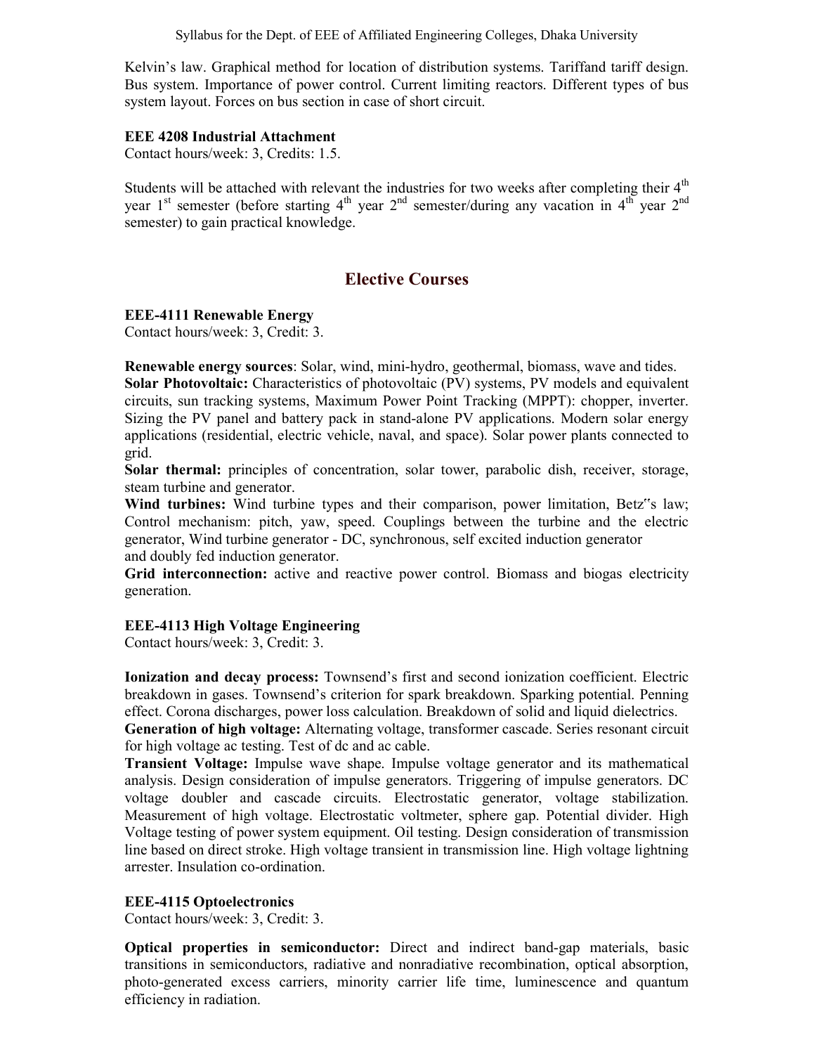Kelvin's law. Graphical method for location of distribution systems. Tariffand tariff design. Bus system. Importance of power control. Current limiting reactors. Different types of bus system layout. Forces on bus section in case of short circuit.

**EEE 4208 Industrial Attachment**
Contact hours/week: 3, Credits: 1.5.

Students will be attached with relevant the industries for two weeks after completing their 4th year 1st semester (before starting 4th year 2nd semester/during any vacation in 4th year 2nd semester) to gain practical knowledge.

## Elective Courses

**EEE-4111 Renewable Energy**
Contact hours/week: 3, Credit: 3.

**Renewable energy sources**: Solar, wind, mini-hydro, geothermal, biomass, wave and tides.
**Solar Photovoltaic:** Characteristics of photovoltaic (PV) systems, PV models and equivalent circuits, sun tracking systems, Maximum Power Point Tracking (MPPT): chopper, inverter. Sizing the PV panel and battery pack in stand-alone PV applications. Modern solar energy applications (residential, electric vehicle, naval, and space). Solar power plants connected to grid.
**Solar thermal:** principles of concentration, solar tower, parabolic dish, receiver, storage, steam turbine and generator.
**Wind turbines:** Wind turbine types and their comparison, power limitation, Betz"s law; Control mechanism: pitch, yaw, speed. Couplings between the turbine and the electric generator, Wind turbine generator - DC, synchronous, self excited induction generator and doubly fed induction generator.
**Grid interconnection:** active and reactive power control. Biomass and biogas electricity generation.

**EEE-4113 High Voltage Engineering**
Contact hours/week: 3, Credit: 3.

**Ionization and decay process:** Townsend's first and second ionization coefficient. Electric breakdown in gases. Townsend's criterion for spark breakdown. Sparking potential. Penning effect. Corona discharges, power loss calculation. Breakdown of solid and liquid dielectrics.
**Generation of high voltage:** Alternating voltage, transformer cascade. Series resonant circuit for high voltage ac testing. Test of dc and ac cable.
**Transient Voltage:** Impulse wave shape. Impulse voltage generator and its mathematical analysis. Design consideration of impulse generators. Triggering of impulse generators. DC voltage doubler and cascade circuits. Electrostatic generator, voltage stabilization. Measurement of high voltage. Electrostatic voltmeter, sphere gap. Potential divider. High Voltage testing of power system equipment. Oil testing. Design consideration of transmission line based on direct stroke. High voltage transient in transmission line. High voltage lightning arrester. Insulation co-ordination.

**EEE-4115 Optoelectronics**
Contact hours/week: 3, Credit: 3.

**Optical properties in semiconductor:** Direct and indirect band-gap materials, basic transitions in semiconductors, radiative and nonradiative recombination, optical absorption, photo-generated excess carriers, minority carrier life time, luminescence and quantum efficiency in radiation.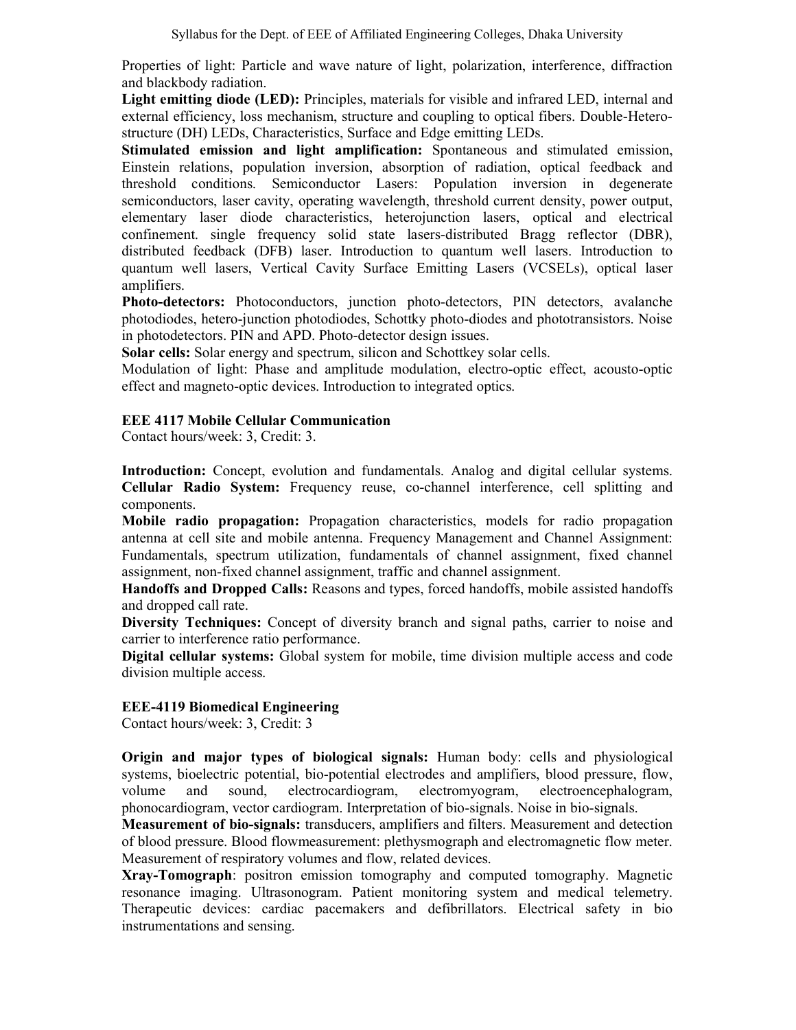Properties of light: Particle and wave nature of light, polarization, interference, diffraction and blackbody radiation.

**Light emitting diode (LED):** Principles, materials for visible and infrared LED, internal and external efficiency, loss mechanism, structure and coupling to optical fibers. Double-Hetero-structure (DH) LEDs, Characteristics, Surface and Edge emitting LEDs.

**Stimulated emission and light amplification:** Spontaneous and stimulated emission, Einstein relations, population inversion, absorption of radiation, optical feedback and threshold conditions. Semiconductor Lasers: Population inversion in degenerate semiconductors, laser cavity, operating wavelength, threshold current density, power output, elementary laser diode characteristics, heterojunction lasers, optical and electrical confinement. single frequency solid state lasers-distributed Bragg reflector (DBR), distributed feedback (DFB) laser. Introduction to quantum well lasers. Introduction to quantum well lasers, Vertical Cavity Surface Emitting Lasers (VCSELs), optical laser amplifiers.

**Photo-detectors:** Photoconductors, junction photo-detectors, PIN detectors, avalanche photodiodes, hetero-junction photodiodes, Schottky photo-diodes and phototransistors. Noise in photodetectors. PIN and APD. Photo-detector design issues.

**Solar cells:** Solar energy and spectrum, silicon and Schottkey solar cells.

Modulation of light: Phase and amplitude modulation, electro-optic effect, acousto-optic effect and magneto-optic devices. Introduction to integrated optics.

### EEE 4117 Mobile Cellular Communication

Contact hours/week: 3, Credit: 3.

**Introduction:** Concept, evolution and fundamentals. Analog and digital cellular systems. **Cellular Radio System:** Frequency reuse, co-channel interference, cell splitting and components.

**Mobile radio propagation:** Propagation characteristics, models for radio propagation antenna at cell site and mobile antenna. Frequency Management and Channel Assignment: Fundamentals, spectrum utilization, fundamentals of channel assignment, fixed channel assignment, non-fixed channel assignment, traffic and channel assignment.

**Handoffs and Dropped Calls:** Reasons and types, forced handoffs, mobile assisted handoffs and dropped call rate.

**Diversity Techniques:** Concept of diversity branch and signal paths, carrier to noise and carrier to interference ratio performance.

**Digital cellular systems:** Global system for mobile, time division multiple access and code division multiple access.

### EEE-4119 Biomedical Engineering

Contact hours/week: 3, Credit: 3

**Origin and major types of biological signals:** Human body: cells and physiological systems, bioelectric potential, bio-potential electrodes and amplifiers, blood pressure, flow, volume and sound, electrocardiogram, electromyogram, electroencephalogram, phonocardiogram, vector cardiogram. Interpretation of bio-signals. Noise in bio-signals.

**Measurement of bio-signals:** transducers, amplifiers and filters. Measurement and detection of blood pressure. Blood flowmeasurement: plethysmograph and electromagnetic flow meter. Measurement of respiratory volumes and flow, related devices.

**Xray-Tomograph**: positron emission tomography and computed tomography. Magnetic resonance imaging. Ultrasonogram. Patient monitoring system and medical telemetry. Therapeutic devices: cardiac pacemakers and defibrillators. Electrical safety in bio instrumentations and sensing.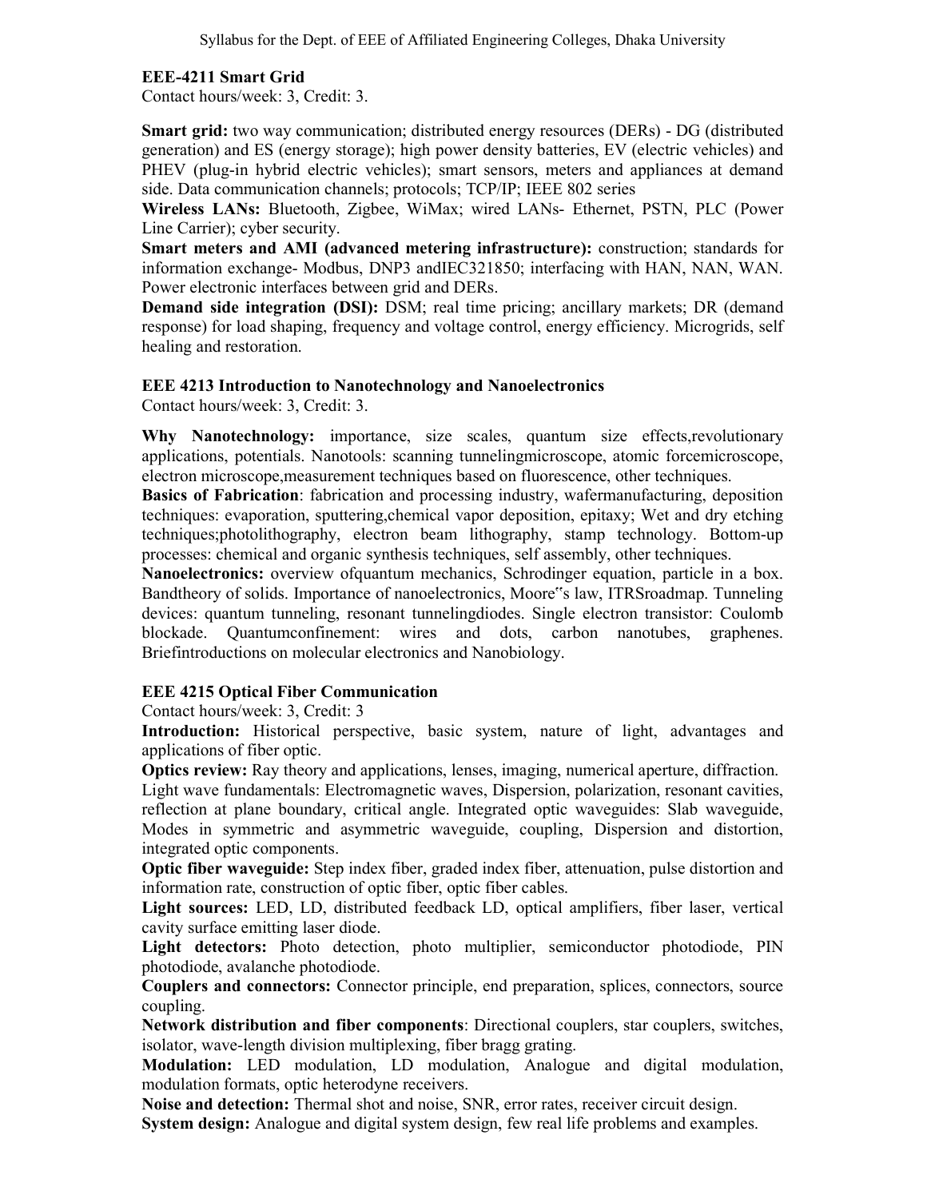### EEE-4211 Smart Grid

Contact hours/week: 3, Credit: 3.

**Smart grid:** two way communication; distributed energy resources (DERs) - DG (distributed generation) and ES (energy storage); high power density batteries, EV (electric vehicles) and PHEV (plug-in hybrid electric vehicles); smart sensors, meters and appliances at demand side. Data communication channels; protocols; TCP/IP; IEEE 802 series

**Wireless LANs:** Bluetooth, Zigbee, WiMax; wired LANs- Ethernet, PSTN, PLC (Power Line Carrier); cyber security.

**Smart meters and AMI (advanced metering infrastructure):** construction; standards for information exchange- Modbus, DNP3 andIEC321850; interfacing with HAN, NAN, WAN. Power electronic interfaces between grid and DERs.

**Demand side integration (DSI):** DSM; real time pricing; ancillary markets; DR (demand response) for load shaping, frequency and voltage control, energy efficiency. Microgrids, self healing and restoration.

### EEE 4213 Introduction to Nanotechnology and Nanoelectronics

Contact hours/week: 3, Credit: 3.

**Why Nanotechnology:** importance, size scales, quantum size effects,revolutionary applications, potentials. Nanotools: scanning tunnelingmicroscope, atomic forcemicroscope, electron microscope,measurement techniques based on fluorescence, other techniques.

**Basics of Fabrication**: fabrication and processing industry, wafermanufacturing, deposition techniques: evaporation, sputtering,chemical vapor deposition, epitaxy; Wet and dry etching techniques;photolithography, electron beam lithography, stamp technology. Bottom-up processes: chemical and organic synthesis techniques, self assembly, other techniques.

**Nanoelectronics:** overview ofquantum mechanics, Schrodinger equation, particle in a box. Bandtheory of solids. Importance of nanoelectronics, Moore"s law, ITRSroadmap. Tunneling devices: quantum tunneling, resonant tunnelingdiodes. Single electron transistor: Coulomb blockade. Quantumconfinement: wires and dots, carbon nanotubes, graphenes. Briefintroductions on molecular electronics and Nanobiology.

### EEE 4215 Optical Fiber Communication

Contact hours/week: 3, Credit: 3

**Introduction:** Historical perspective, basic system, nature of light, advantages and applications of fiber optic.

**Optics review:** Ray theory and applications, lenses, imaging, numerical aperture, diffraction. Light wave fundamentals: Electromagnetic waves, Dispersion, polarization, resonant cavities, reflection at plane boundary, critical angle. Integrated optic waveguides: Slab waveguide, Modes in symmetric and asymmetric waveguide, coupling, Dispersion and distortion, integrated optic components.

**Optic fiber waveguide:** Step index fiber, graded index fiber, attenuation, pulse distortion and information rate, construction of optic fiber, optic fiber cables.

**Light sources:** LED, LD, distributed feedback LD, optical amplifiers, fiber laser, vertical cavity surface emitting laser diode.

**Light detectors:** Photo detection, photo multiplier, semiconductor photodiode, PIN photodiode, avalanche photodiode.

**Couplers and connectors:** Connector principle, end preparation, splices, connectors, source coupling.

**Network distribution and fiber components**: Directional couplers, star couplers, switches, isolator, wave-length division multiplexing, fiber bragg grating.

**Modulation:** LED modulation, LD modulation, Analogue and digital modulation, modulation formats, optic heterodyne receivers.

**Noise and detection:** Thermal shot and noise, SNR, error rates, receiver circuit design.

**System design:** Analogue and digital system design, few real life problems and examples.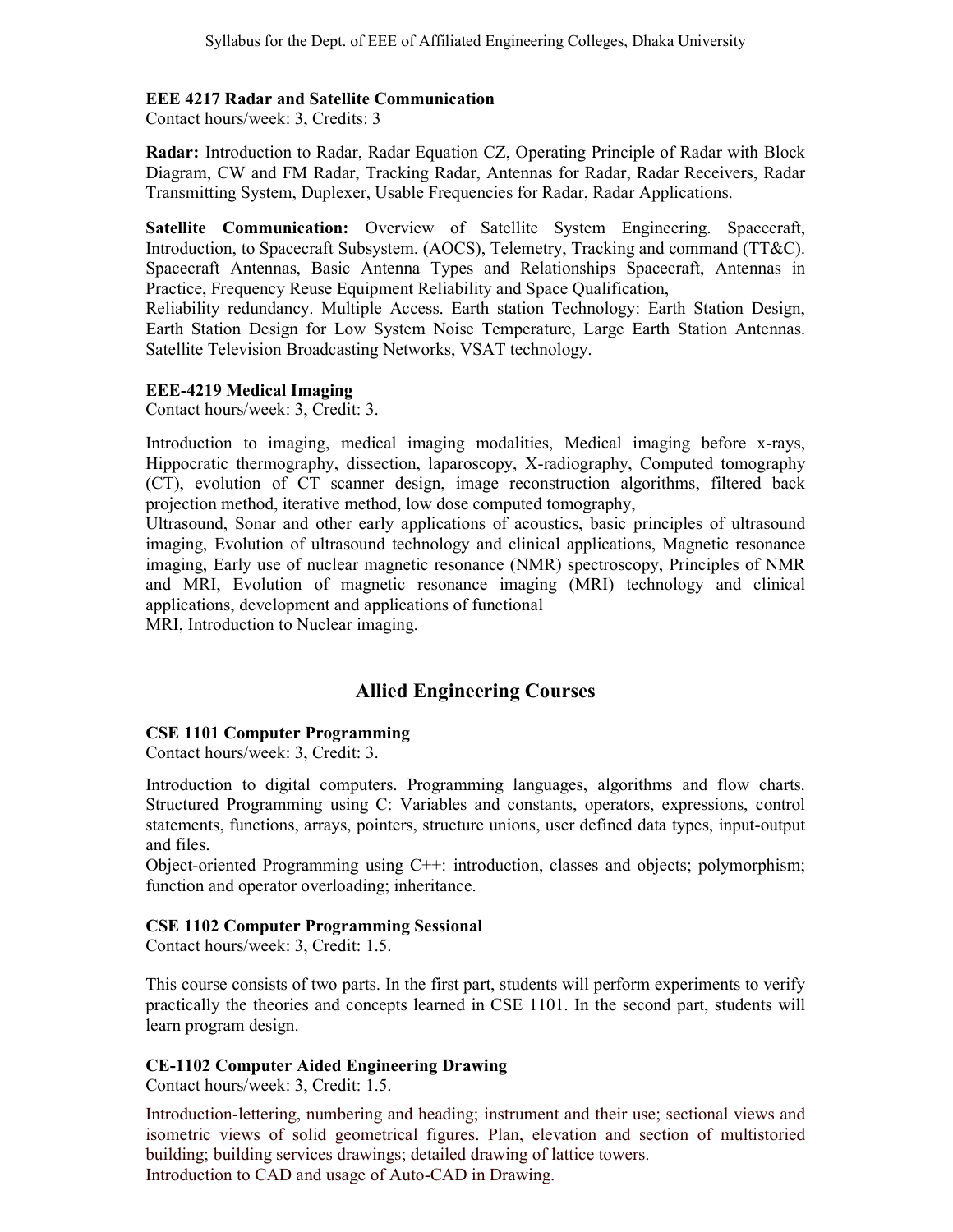**EEE 4217 Radar and Satellite Communication**
Contact hours/week: 3, Credits: 3

**Radar:** Introduction to Radar, Radar Equation CZ, Operating Principle of Radar with Block Diagram, CW and FM Radar, Tracking Radar, Antennas for Radar, Radar Receivers, Radar Transmitting System, Duplexer, Usable Frequencies for Radar, Radar Applications.

**Satellite Communication:** Overview of Satellite System Engineering. Spacecraft, Introduction, to Spacecraft Subsystem. (AOCS), Telemetry, Tracking and command (TT&C). Spacecraft Antennas, Basic Antenna Types and Relationships Spacecraft, Antennas in Practice, Frequency Reuse Equipment Reliability and Space Qualification,
Reliability redundancy. Multiple Access. Earth station Technology: Earth Station Design, Earth Station Design for Low System Noise Temperature, Large Earth Station Antennas. Satellite Television Broadcasting Networks, VSAT technology.

**EEE-4219 Medical Imaging**
Contact hours/week: 3, Credit: 3.

Introduction to imaging, medical imaging modalities, Medical imaging before x-rays, Hippocratic thermography, dissection, laparoscopy, X-radiography, Computed tomography (CT), evolution of CT scanner design, image reconstruction algorithms, filtered back projection method, iterative method, low dose computed tomography,
Ultrasound, Sonar and other early applications of acoustics, basic principles of ultrasound imaging, Evolution of ultrasound technology and clinical applications, Magnetic resonance imaging, Early use of nuclear magnetic resonance (NMR) spectroscopy, Principles of NMR and MRI, Evolution of magnetic resonance imaging (MRI) technology and clinical applications, development and applications of functional
MRI, Introduction to Nuclear imaging.

## Allied Engineering Courses

**CSE 1101 Computer Programming**
Contact hours/week: 3, Credit: 3.

Introduction to digital computers. Programming languages, algorithms and flow charts. Structured Programming using C: Variables and constants, operators, expressions, control statements, functions, arrays, pointers, structure unions, user defined data types, input-output and files.
Object-oriented Programming using C++: introduction, classes and objects; polymorphism; function and operator overloading; inheritance.

**CSE 1102 Computer Programming Sessional**
Contact hours/week: 3, Credit: 1.5.

This course consists of two parts. In the first part, students will perform experiments to verify practically the theories and concepts learned in CSE 1101. In the second part, students will learn program design.

**CE-1102 Computer Aided Engineering Drawing**
Contact hours/week: 3, Credit: 1.5.

Introduction-lettering, numbering and heading; instrument and their use; sectional views and isometric views of solid geometrical figures. Plan, elevation and section of multistoried building; building services drawings; detailed drawing of lattice towers.
Introduction to CAD and usage of Auto-CAD in Drawing.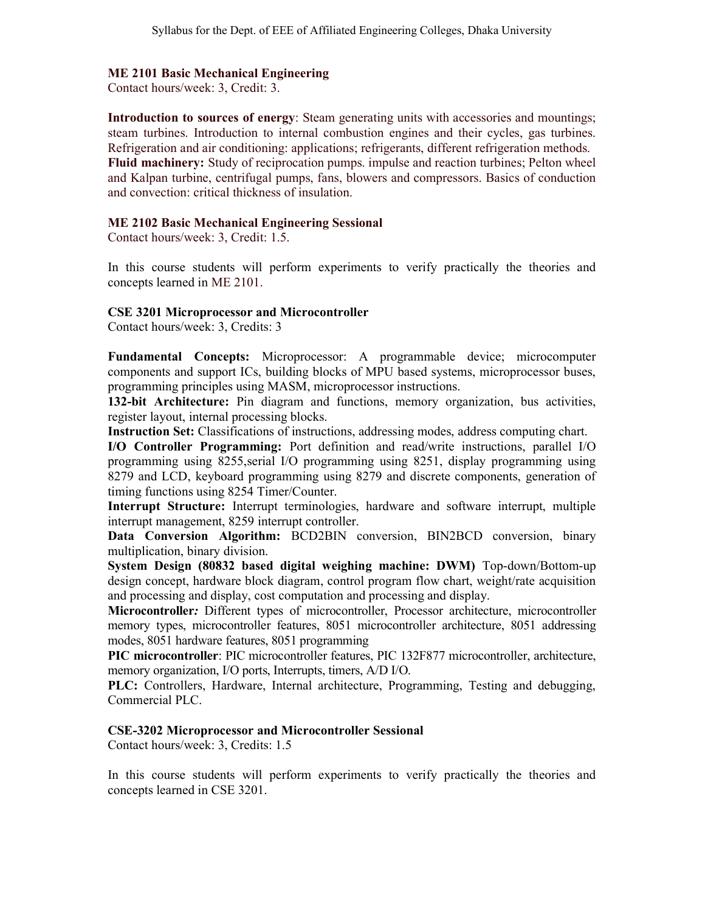### ME 2101 Basic Mechanical Engineering

Contact hours/week: 3, Credit: 3.

**Introduction to sources of energy**: Steam generating units with accessories and mountings; steam turbines. Introduction to internal combustion engines and their cycles, gas turbines. Refrigeration and air conditioning: applications; refrigerants, different refrigeration methods.
**Fluid machinery:** Study of reciprocation pumps. impulse and reaction turbines; Pelton wheel and Kalpan turbine, centrifugal pumps, fans, blowers and compressors. Basics of conduction and convection: critical thickness of insulation.

### ME 2102 Basic Mechanical Engineering Sessional

Contact hours/week: 3, Credit: 1.5.

In this course students will perform experiments to verify practically the theories and concepts learned in ME 2101.

### CSE 3201 Microprocessor and Microcontroller

Contact hours/week: 3, Credits: 3

**Fundamental Concepts:** Microprocessor: A programmable device; microcomputer components and support ICs, building blocks of MPU based systems, microprocessor buses, programming principles using MASM, microprocessor instructions.
**132-bit Architecture:** Pin diagram and functions, memory organization, bus activities, register layout, internal processing blocks.
**Instruction Set:** Classifications of instructions, addressing modes, address computing chart.
**I/O Controller Programming:** Port definition and read/write instructions, parallel I/O programming using 8255,serial I/O programming using 8251, display programming using 8279 and LCD, keyboard programming using 8279 and discrete components, generation of timing functions using 8254 Timer/Counter.
**Interrupt Structure:** Interrupt terminologies, hardware and software interrupt, multiple interrupt management, 8259 interrupt controller.
**Data Conversion Algorithm:** BCD2BIN conversion, BIN2BCD conversion, binary multiplication, binary division.
**System Design (80832 based digital weighing machine: DWM)** Top-down/Bottom-up design concept, hardware block diagram, control program flow chart, weight/rate acquisition and processing and display, cost computation and processing and display.
**Microcontroller***:* Different types of microcontroller, Processor architecture, microcontroller memory types, microcontroller features, 8051 microcontroller architecture, 8051 addressing modes, 8051 hardware features, 8051 programming
**PIC microcontroller**: PIC microcontroller features, PIC 132F877 microcontroller, architecture, memory organization, I/O ports, Interrupts, timers, A/D I/O.
**PLC:** Controllers, Hardware, Internal architecture, Programming, Testing and debugging, Commercial PLC.

### CSE-3202 Microprocessor and Microcontroller Sessional

Contact hours/week: 3, Credits: 1.5

In this course students will perform experiments to verify practically the theories and concepts learned in CSE 3201.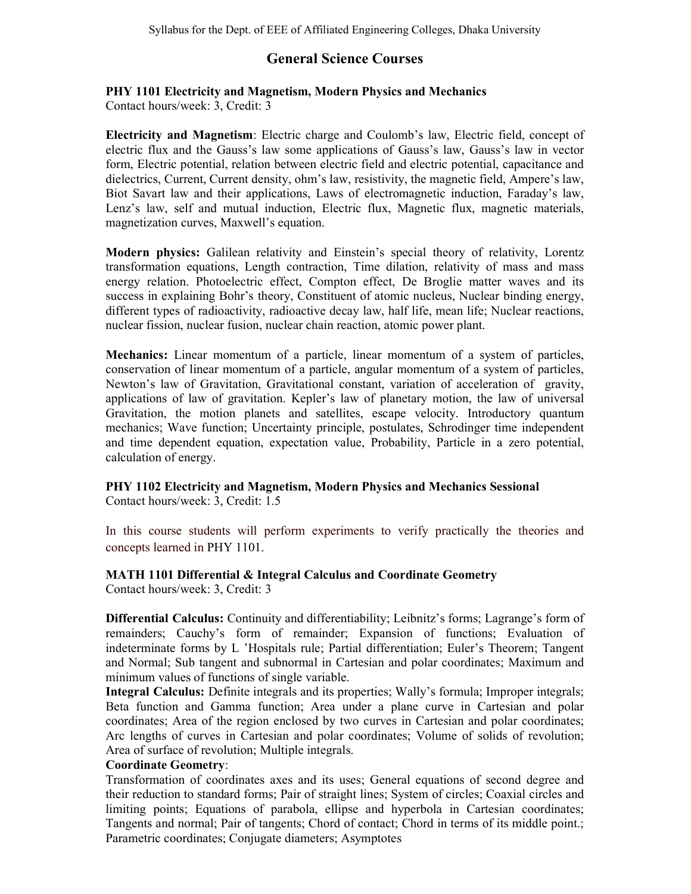## General Science Courses

**PHY 1101 Electricity and Magnetism, Modern Physics and Mechanics**
Contact hours/week: 3, Credit: 3

**Electricity and Magnetism**: Electric charge and Coulomb's law, Electric field, concept of electric flux and the Gauss's law some applications of Gauss's law, Gauss's law in vector form, Electric potential, relation between electric field and electric potential, capacitance and dielectrics, Current, Current density, ohm's law, resistivity, the magnetic field, Ampere's law, Biot Savart law and their applications, Laws of electromagnetic induction, Faraday's law, Lenz's law, self and mutual induction, Electric flux, Magnetic flux, magnetic materials, magnetization curves, Maxwell's equation.

**Modern physics:** Galilean relativity and Einstein's special theory of relativity, Lorentz transformation equations, Length contraction, Time dilation, relativity of mass and mass energy relation. Photoelectric effect, Compton effect, De Broglie matter waves and its success in explaining Bohr's theory, Constituent of atomic nucleus, Nuclear binding energy, different types of radioactivity, radioactive decay law, half life, mean life; Nuclear reactions, nuclear fission, nuclear fusion, nuclear chain reaction, atomic power plant.

**Mechanics:** Linear momentum of a particle, linear momentum of a system of particles, conservation of linear momentum of a particle, angular momentum of a system of particles, Newton's law of Gravitation, Gravitational constant, variation of acceleration of gravity, applications of law of gravitation. Kepler's law of planetary motion, the law of universal Gravitation, the motion planets and satellites, escape velocity. Introductory quantum mechanics; Wave function; Uncertainty principle, postulates, Schrodinger time independent and time dependent equation, expectation value, Probability, Particle in a zero potential, calculation of energy.

**PHY 1102 Electricity and Magnetism, Modern Physics and Mechanics Sessional**
Contact hours/week: 3, Credit: 1.5

In this course students will perform experiments to verify practically the theories and concepts learned in PHY 1101.

**MATH 1101 Differential & Integral Calculus and Coordinate Geometry**
Contact hours/week: 3, Credit: 3

**Differential Calculus:** Continuity and differentiability; Leibnitz's forms; Lagrange's form of remainders; Cauchy's form of remainder; Expansion of functions; Evaluation of indeterminate forms by L 'Hospitals rule; Partial differentiation; Euler's Theorem; Tangent and Normal; Sub tangent and subnormal in Cartesian and polar coordinates; Maximum and minimum values of functions of single variable.

**Integral Calculus:** Definite integrals and its properties; Wally's formula; Improper integrals; Beta function and Gamma function; Area under a plane curve in Cartesian and polar coordinates; Area of the region enclosed by two curves in Cartesian and polar coordinates; Arc lengths of curves in Cartesian and polar coordinates; Volume of solids of revolution; Area of surface of revolution; Multiple integrals.

**Coordinate Geometry**:
Transformation of coordinates axes and its uses; General equations of second degree and their reduction to standard forms; Pair of straight lines; System of circles; Coaxial circles and limiting points; Equations of parabola, ellipse and hyperbola in Cartesian coordinates; Tangents and normal; Pair of tangents; Chord of contact; Chord in terms of its middle point.; Parametric coordinates; Conjugate diameters; Asymptotes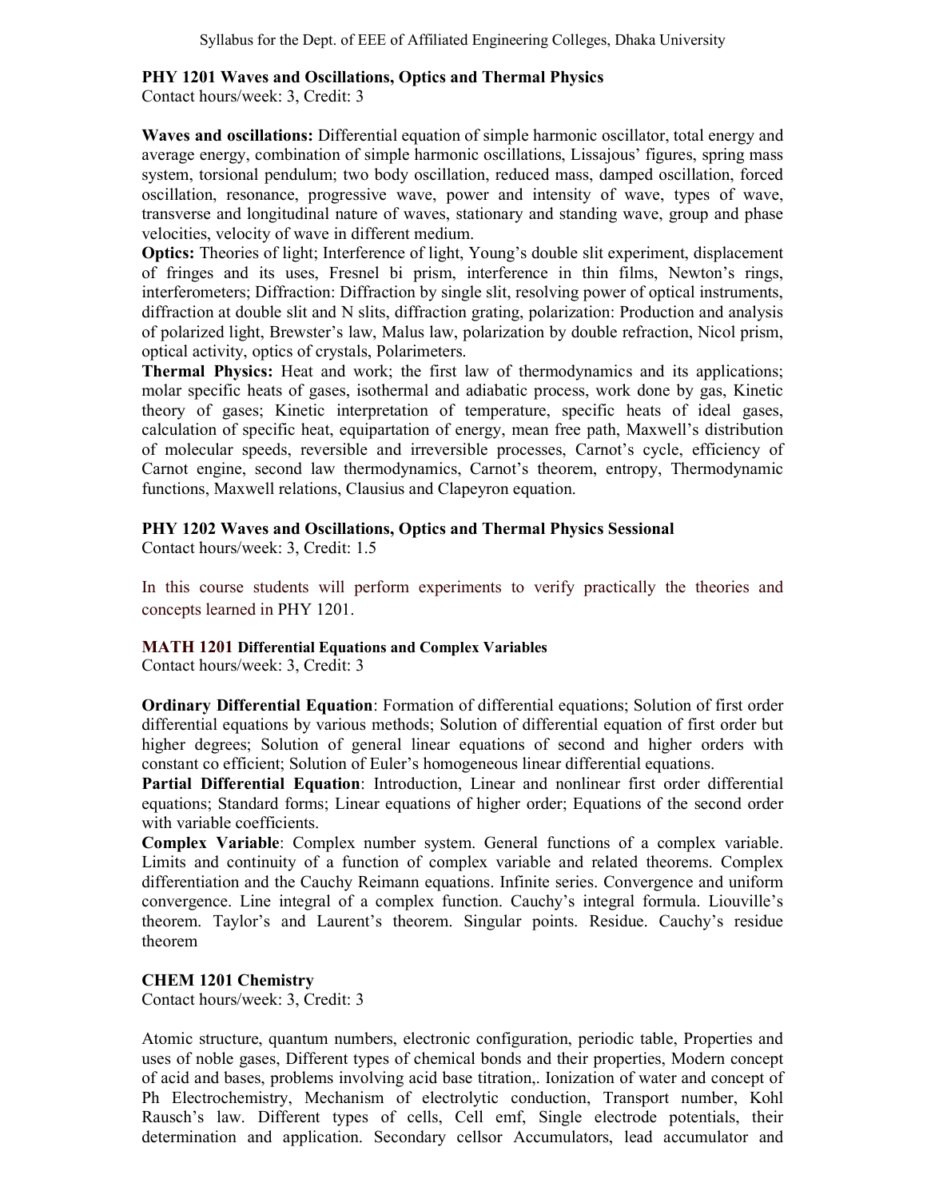**PHY 1201 Waves and Oscillations, Optics and Thermal Physics**
Contact hours/week: 3, Credit: 3

**Waves and oscillations:** Differential equation of simple harmonic oscillator, total energy and average energy, combination of simple harmonic oscillations, Lissajous' figures, spring mass system, torsional pendulum; two body oscillation, reduced mass, damped oscillation, forced oscillation, resonance, progressive wave, power and intensity of wave, types of wave, transverse and longitudinal nature of waves, stationary and standing wave, group and phase velocities, velocity of wave in different medium.

**Optics:** Theories of light; Interference of light, Young's double slit experiment, displacement of fringes and its uses, Fresnel bi prism, interference in thin films, Newton's rings, interferometers; Diffraction: Diffraction by single slit, resolving power of optical instruments, diffraction at double slit and N slits, diffraction grating, polarization: Production and analysis of polarized light, Brewster's law, Malus law, polarization by double refraction, Nicol prism, optical activity, optics of crystals, Polarimeters.

**Thermal Physics:** Heat and work; the first law of thermodynamics and its applications; molar specific heats of gases, isothermal and adiabatic process, work done by gas, Kinetic theory of gases; Kinetic interpretation of temperature, specific heats of ideal gases, calculation of specific heat, equipartation of energy, mean free path, Maxwell's distribution of molecular speeds, reversible and irreversible processes, Carnot's cycle, efficiency of Carnot engine, second law thermodynamics, Carnot's theorem, entropy, Thermodynamic functions, Maxwell relations, Clausius and Clapeyron equation.

**PHY 1202 Waves and Oscillations, Optics and Thermal Physics Sessional**
Contact hours/week: 3, Credit: 1.5

In this course students will perform experiments to verify practically the theories and concepts learned in PHY 1201.

**MATH 1201 Differential Equations and Complex Variables**
Contact hours/week: 3, Credit: 3

**Ordinary Differential Equation**: Formation of differential equations; Solution of first order differential equations by various methods; Solution of differential equation of first order but higher degrees; Solution of general linear equations of second and higher orders with constant co efficient; Solution of Euler's homogeneous linear differential equations.

**Partial Differential Equation**: Introduction, Linear and nonlinear first order differential equations; Standard forms; Linear equations of higher order; Equations of the second order with variable coefficients.

**Complex Variable**: Complex number system. General functions of a complex variable. Limits and continuity of a function of complex variable and related theorems. Complex differentiation and the Cauchy Reimann equations. Infinite series. Convergence and uniform convergence. Line integral of a complex function. Cauchy's integral formula. Liouville's theorem. Taylor's and Laurent's theorem. Singular points. Residue. Cauchy's residue theorem

**CHEM 1201 Chemistry**
Contact hours/week: 3, Credit: 3

Atomic structure, quantum numbers, electronic configuration, periodic table, Properties and uses of noble gases, Different types of chemical bonds and their properties, Modern concept of acid and bases, problems involving acid base titration,. Ionization of water and concept of Ph Electrochemistry, Mechanism of electrolytic conduction, Transport number, Kohl Rausch's law. Different types of cells, Cell emf, Single electrode potentials, their determination and application. Secondary cellsor Accumulators, lead accumulator and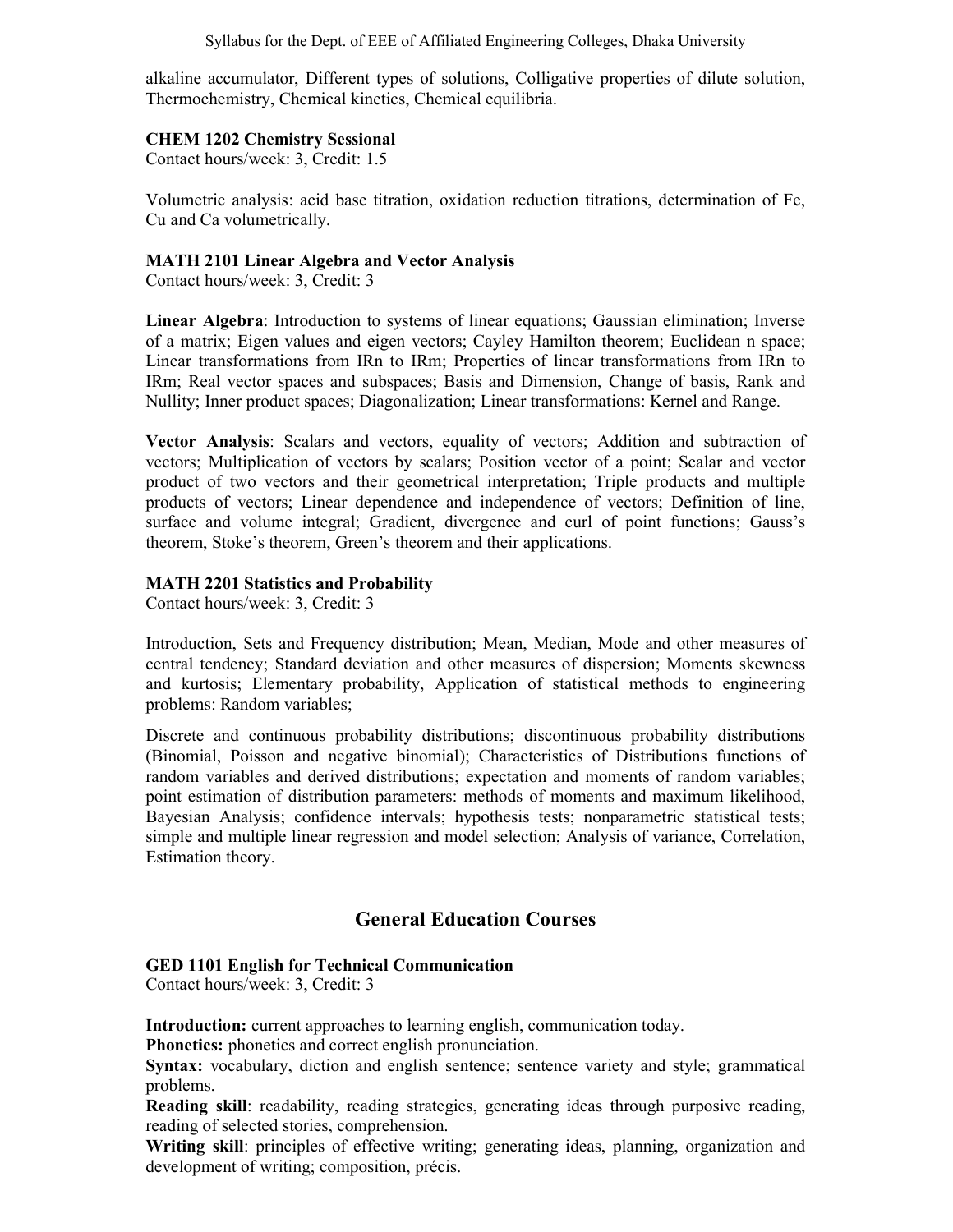alkaline accumulator, Different types of solutions, Colligative properties of dilute solution, Thermochemistry, Chemical kinetics, Chemical equilibria.

**CHEM 1202 Chemistry Sessional**
Contact hours/week: 3, Credit: 1.5

Volumetric analysis: acid base titration, oxidation reduction titrations, determination of Fe, Cu and Ca volumetrically.

**MATH 2101 Linear Algebra and Vector Analysis**
Contact hours/week: 3, Credit: 3

**Linear Algebra**: Introduction to systems of linear equations; Gaussian elimination; Inverse of a matrix; Eigen values and eigen vectors; Cayley Hamilton theorem; Euclidean n space; Linear transformations from IRn to IRm; Properties of linear transformations from IRn to IRm; Real vector spaces and subspaces; Basis and Dimension, Change of basis, Rank and Nullity; Inner product spaces; Diagonalization; Linear transformations: Kernel and Range.

**Vector Analysis**: Scalars and vectors, equality of vectors; Addition and subtraction of vectors; Multiplication of vectors by scalars; Position vector of a point; Scalar and vector product of two vectors and their geometrical interpretation; Triple products and multiple products of vectors; Linear dependence and independence of vectors; Definition of line, surface and volume integral; Gradient, divergence and curl of point functions; Gauss's theorem, Stoke's theorem, Green's theorem and their applications.

**MATH 2201 Statistics and Probability**
Contact hours/week: 3, Credit: 3

Introduction, Sets and Frequency distribution; Mean, Median, Mode and other measures of central tendency; Standard deviation and other measures of dispersion; Moments skewness and kurtosis; Elementary probability, Application of statistical methods to engineering problems: Random variables;

Discrete and continuous probability distributions; discontinuous probability distributions (Binomial, Poisson and negative binomial); Characteristics of Distributions functions of random variables and derived distributions; expectation and moments of random variables; point estimation of distribution parameters: methods of moments and maximum likelihood, Bayesian Analysis; confidence intervals; hypothesis tests; nonparametric statistical tests; simple and multiple linear regression and model selection; Analysis of variance, Correlation, Estimation theory.

## General Education Courses

**GED 1101 English for Technical Communication**
Contact hours/week: 3, Credit: 3

**Introduction:** current approaches to learning english, communication today.
**Phonetics:** phonetics and correct english pronunciation.
**Syntax:** vocabulary, diction and english sentence; sentence variety and style; grammatical problems.
**Reading skill**: readability, reading strategies, generating ideas through purposive reading, reading of selected stories, comprehension.
**Writing skill**: principles of effective writing; generating ideas, planning, organization and development of writing; composition, précis.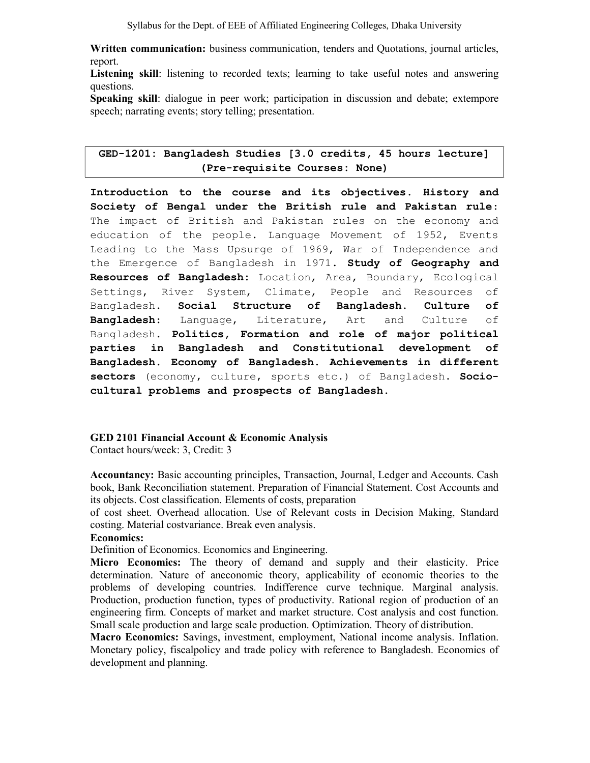**Written communication:** business communication, tenders and Quotations, journal articles, report.

**Listening skill**: listening to recorded texts; learning to take useful notes and answering questions.

**Speaking skill**: dialogue in peer work; participation in discussion and debate; extempore speech; narrating events; story telling; presentation.

| **GED-1201: Bangladesh Studies [3.0 credits, 45 hours lecture] (Pre-requisite Courses: None)** |
|---|

**Introduction to the course and its objectives. History and Society of Bengal under the British rule and Pakistan rule:** The impact of British and Pakistan rules on the economy and education of the people. Language Movement of 1952, Events Leading to the Mass Upsurge of 1969, War of Independence and the Emergence of Bangladesh in 1971. **Study of Geography and Resources of Bangladesh:** Location, Area, Boundary, Ecological Settings, River System, Climate, People and Resources of Bangladesh. **Social Structure of Bangladesh. Culture of Bangladesh:** Language, Literature, Art and Culture of Bangladesh. **Politics, Formation and role of major political parties in Bangladesh and Constitutional development of Bangladesh. Economy of Bangladesh. Achievements in different sectors** (economy, culture, sports etc.) of Bangladesh. **Socio-cultural problems and prospects of Bangladesh.**

**GED 2101 Financial Account & Economic Analysis**

Contact hours/week: 3, Credit: 3

**Accountancy:** Basic accounting principles, Transaction, Journal, Ledger and Accounts. Cash book, Bank Reconciliation statement. Preparation of Financial Statement. Cost Accounts and its objects. Cost classification. Elements of costs, preparation of cost sheet. Overhead allocation. Use of Relevant costs in Decision Making, Standard costing. Material costvariance. Break even analysis.

**Economics:**

Definition of Economics. Economics and Engineering.

**Micro Economics:** The theory of demand and supply and their elasticity. Price determination. Nature of aneconomic theory, applicability of economic theories to the problems of developing countries. Indifference curve technique. Marginal analysis. Production, production function, types of productivity. Rational region of production of an engineering firm. Concepts of market and market structure. Cost analysis and cost function. Small scale production and large scale production. Optimization. Theory of distribution.

**Macro Economics:** Savings, investment, employment, National income analysis. Inflation. Monetary policy, fiscalpolicy and trade policy with reference to Bangladesh. Economics of development and planning.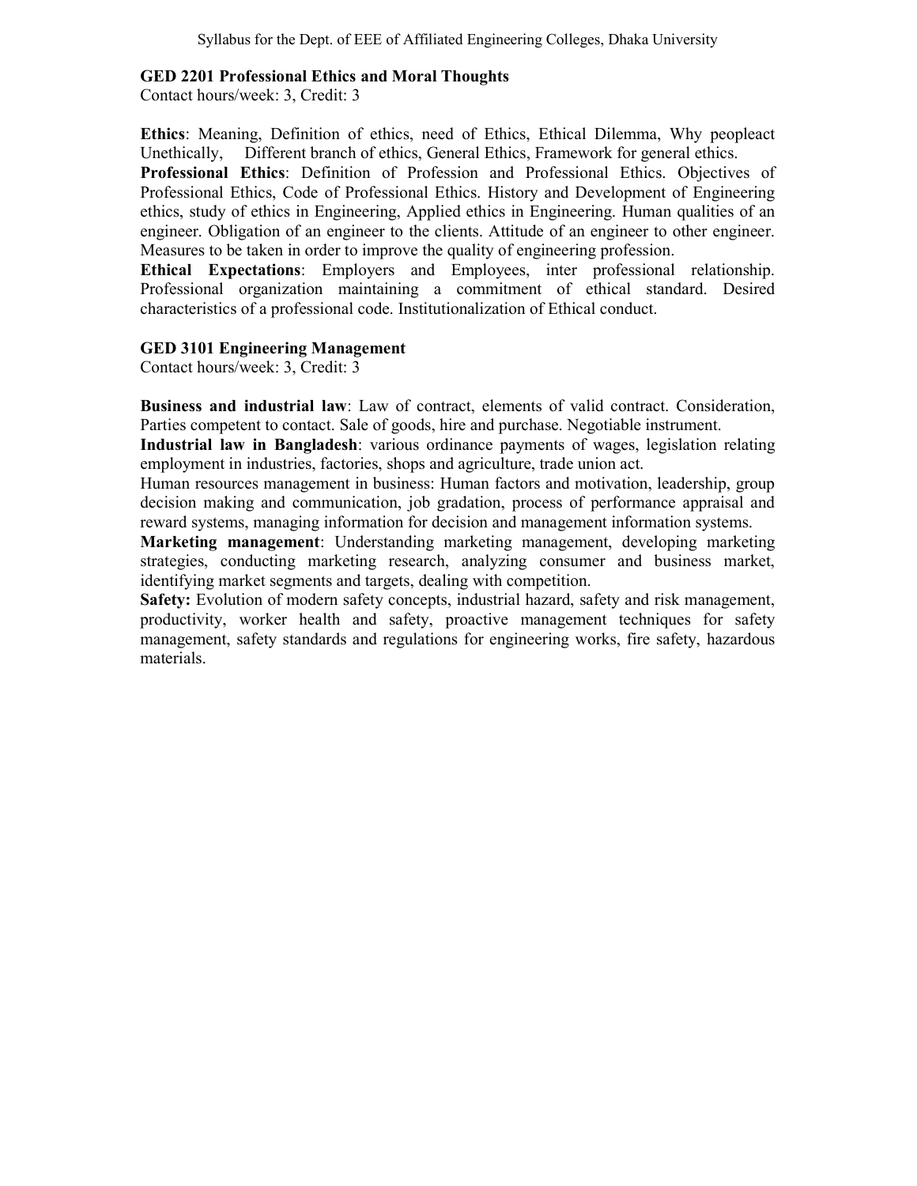**GED 2201 Professional Ethics and Moral Thoughts**
Contact hours/week: 3, Credit: 3

**Ethics**: Meaning, Definition of ethics, need of Ethics, Ethical Dilemma, Why peopleact Unethically, Different branch of ethics, General Ethics, Framework for general ethics.
**Professional Ethics**: Definition of Profession and Professional Ethics. Objectives of Professional Ethics, Code of Professional Ethics. History and Development of Engineering ethics, study of ethics in Engineering, Applied ethics in Engineering. Human qualities of an engineer. Obligation of an engineer to the clients. Attitude of an engineer to other engineer. Measures to be taken in order to improve the quality of engineering profession.
**Ethical Expectations**: Employers and Employees, inter professional relationship. Professional organization maintaining a commitment of ethical standard. Desired characteristics of a professional code. Institutionalization of Ethical conduct.

**GED 3101 Engineering Management**
Contact hours/week: 3, Credit: 3

**Business and industrial law**: Law of contract, elements of valid contract. Consideration, Parties competent to contact. Sale of goods, hire and purchase. Negotiable instrument.
**Industrial law in Bangladesh**: various ordinance payments of wages, legislation relating employment in industries, factories, shops and agriculture, trade union act.
Human resources management in business: Human factors and motivation, leadership, group decision making and communication, job gradation, process of performance appraisal and reward systems, managing information for decision and management information systems.
**Marketing management**: Understanding marketing management, developing marketing strategies, conducting marketing research, analyzing consumer and business market, identifying market segments and targets, dealing with competition.
**Safety:** Evolution of modern safety concepts, industrial hazard, safety and risk management, productivity, worker health and safety, proactive management techniques for safety management, safety standards and regulations for engineering works, fire safety, hazardous materials.